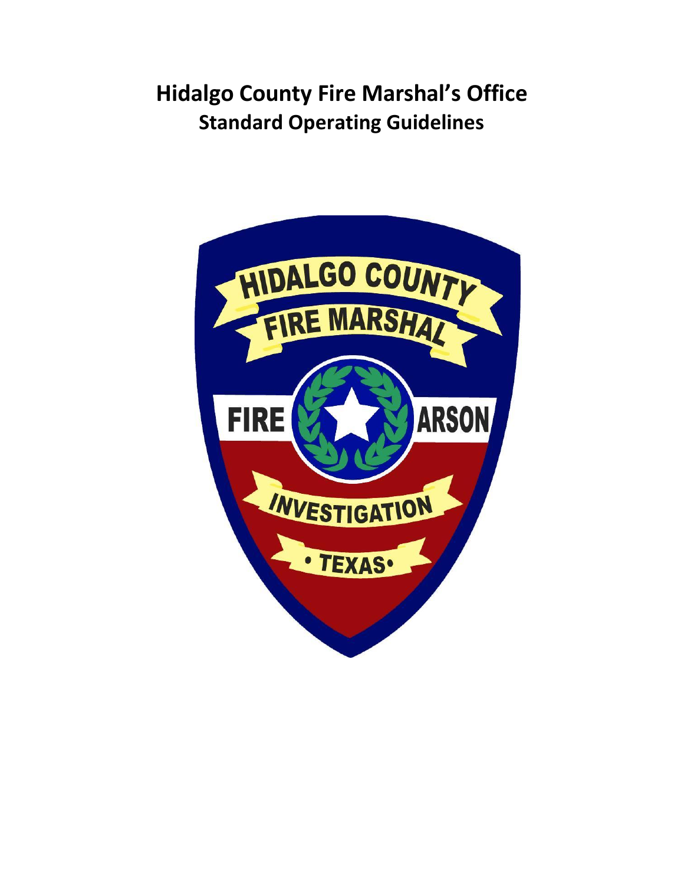# Hidalgo County Fire Marshal's Office
## Standard Operating Guidelines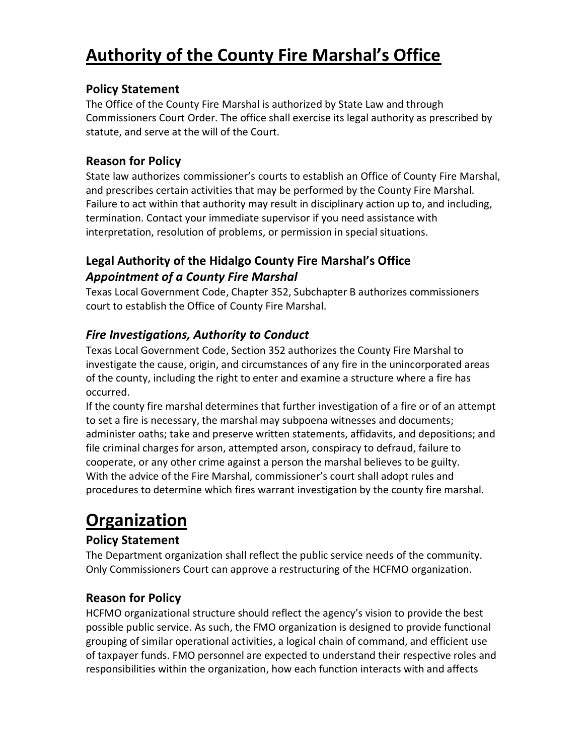# Authority of the County Fire Marshal's Office

## Policy Statement

The Office of the County Fire Marshal is authorized by State Law and through Commissioners Court Order. The office shall exercise its legal authority as prescribed by statute, and serve at the will of the Court.

## Reason for Policy

State law authorizes commissioner's courts to establish an Office of County Fire Marshal, and prescribes certain activities that may be performed by the County Fire Marshal. Failure to act within that authority may result in disciplinary action up to, and including, termination. Contact your immediate supervisor if you need assistance with interpretation, resolution of problems, or permission in special situations.

## Legal Authority of the Hidalgo County Fire Marshal's Office

### *Appointment of a County Fire Marshal*

Texas Local Government Code, Chapter 352, Subchapter B authorizes commissioners court to establish the Office of County Fire Marshal.

### *Fire Investigations, Authority to Conduct*

Texas Local Government Code, Section 352 authorizes the County Fire Marshal to investigate the cause, origin, and circumstances of any fire in the unincorporated areas of the county, including the right to enter and examine a structure where a fire has occurred.

If the county fire marshal determines that further investigation of a fire or of an attempt to set a fire is necessary, the marshal may subpoena witnesses and documents; administer oaths; take and preserve written statements, affidavits, and depositions; and file criminal charges for arson, attempted arson, conspiracy to defraud, failure to cooperate, or any other crime against a person the marshal believes to be guilty.

With the advice of the Fire Marshal, commissioner's court shall adopt rules and procedures to determine which fires warrant investigation by the county fire marshal.

# Organization

## Policy Statement

The Department organization shall reflect the public service needs of the community. Only Commissioners Court can approve a restructuring of the HCFMO organization.

## Reason for Policy

HCFMO organizational structure should reflect the agency's vision to provide the best possible public service. As such, the FMO organization is designed to provide functional grouping of similar operational activities, a logical chain of command, and efficient use of taxpayer funds. FMO personnel are expected to understand their respective roles and responsibilities within the organization, how each function interacts with and affects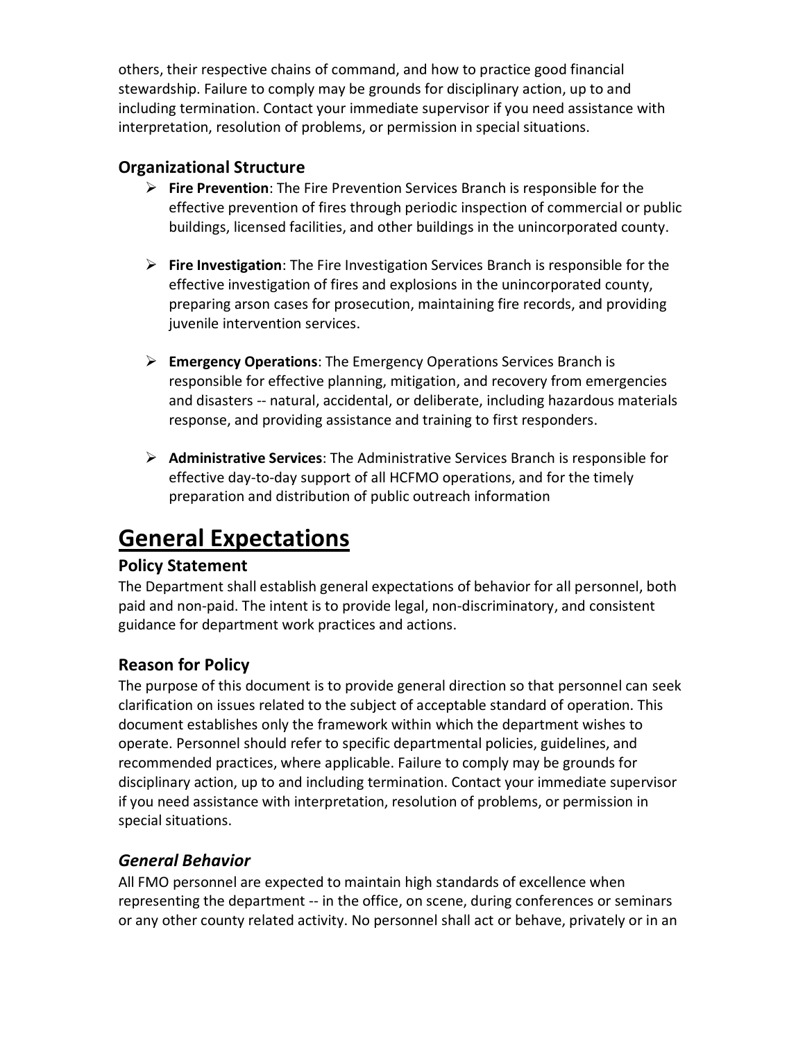others, their respective chains of command, and how to practice good financial stewardship. Failure to comply may be grounds for disciplinary action, up to and including termination. Contact your immediate supervisor if you need assistance with interpretation, resolution of problems, or permission in special situations.

### Organizational Structure

- **Fire Prevention**: The Fire Prevention Services Branch is responsible for the effective prevention of fires through periodic inspection of commercial or public buildings, licensed facilities, and other buildings in the unincorporated county.
- **Fire Investigation**: The Fire Investigation Services Branch is responsible for the effective investigation of fires and explosions in the unincorporated county, preparing arson cases for prosecution, maintaining fire records, and providing juvenile intervention services.
- **Emergency Operations**: The Emergency Operations Services Branch is responsible for effective planning, mitigation, and recovery from emergencies and disasters -- natural, accidental, or deliberate, including hazardous materials response, and providing assistance and training to first responders.
- **Administrative Services**: The Administrative Services Branch is responsible for effective day-to-day support of all HCFMO operations, and for the timely preparation and distribution of public outreach information

## General Expectations

### Policy Statement

The Department shall establish general expectations of behavior for all personnel, both paid and non-paid. The intent is to provide legal, non-discriminatory, and consistent guidance for department work practices and actions.

### Reason for Policy

The purpose of this document is to provide general direction so that personnel can seek clarification on issues related to the subject of acceptable standard of operation. This document establishes only the framework within which the department wishes to operate. Personnel should refer to specific departmental policies, guidelines, and recommended practices, where applicable. Failure to comply may be grounds for disciplinary action, up to and including termination. Contact your immediate supervisor if you need assistance with interpretation, resolution of problems, or permission in special situations.

### *General Behavior*

All FMO personnel are expected to maintain high standards of excellence when representing the department -- in the office, on scene, during conferences or seminars or any other county related activity. No personnel shall act or behave, privately or in an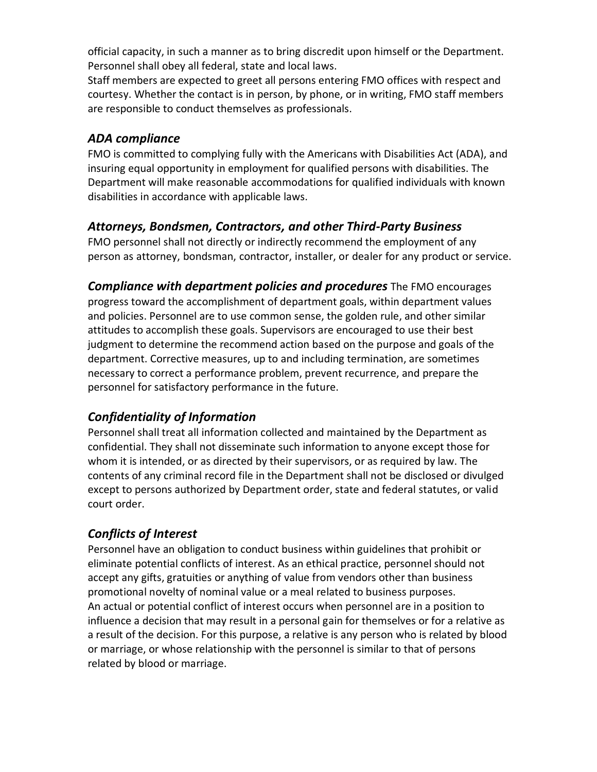official capacity, in such a manner as to bring discredit upon himself or the Department. Personnel shall obey all federal, state and local laws.
Staff members are expected to greet all persons entering FMO offices with respect and courtesy. Whether the contact is in person, by phone, or in writing, FMO staff members are responsible to conduct themselves as professionals.

### *ADA compliance*

FMO is committed to complying fully with the Americans with Disabilities Act (ADA), and insuring equal opportunity in employment for qualified persons with disabilities. The Department will make reasonable accommodations for qualified individuals with known disabilities in accordance with applicable laws.

### *Attorneys, Bondsmen, Contractors, and other Third-Party Business*

FMO personnel shall not directly or indirectly recommend the employment of any person as attorney, bondsman, contractor, installer, or dealer for any product or service.

***Compliance with department policies and procedures*** The FMO encourages progress toward the accomplishment of department goals, within department values and policies. Personnel are to use common sense, the golden rule, and other similar attitudes to accomplish these goals. Supervisors are encouraged to use their best judgment to determine the recommend action based on the purpose and goals of the department. Corrective measures, up to and including termination, are sometimes necessary to correct a performance problem, prevent recurrence, and prepare the personnel for satisfactory performance in the future.

### *Confidentiality of Information*

Personnel shall treat all information collected and maintained by the Department as confidential. They shall not disseminate such information to anyone except those for whom it is intended, or as directed by their supervisors, or as required by law. The contents of any criminal record file in the Department shall not be disclosed or divulged except to persons authorized by Department order, state and federal statutes, or valid court order.

### *Conflicts of Interest*

Personnel have an obligation to conduct business within guidelines that prohibit or eliminate potential conflicts of interest. As an ethical practice, personnel should not accept any gifts, gratuities or anything of value from vendors other than business promotional novelty of nominal value or a meal related to business purposes.
An actual or potential conflict of interest occurs when personnel are in a position to influence a decision that may result in a personal gain for themselves or for a relative as a result of the decision. For this purpose, a relative is any person who is related by blood or marriage, or whose relationship with the personnel is similar to that of persons related by blood or marriage.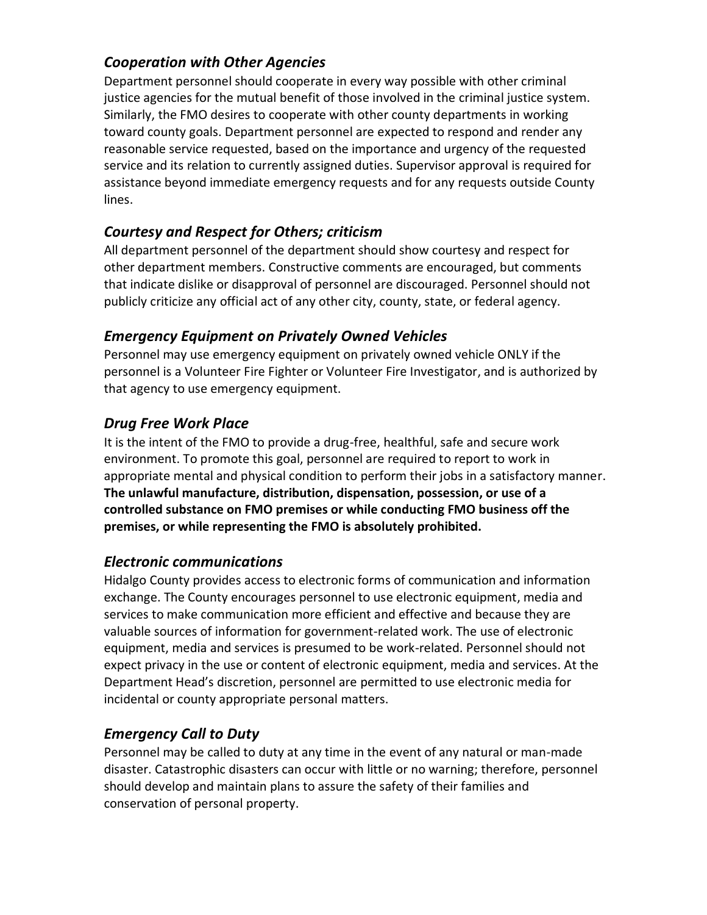### *Cooperation with Other Agencies*

Department personnel should cooperate in every way possible with other criminal justice agencies for the mutual benefit of those involved in the criminal justice system. Similarly, the FMO desires to cooperate with other county departments in working toward county goals. Department personnel are expected to respond and render any reasonable service requested, based on the importance and urgency of the requested service and its relation to currently assigned duties. Supervisor approval is required for assistance beyond immediate emergency requests and for any requests outside County lines.

### *Courtesy and Respect for Others; criticism*

All department personnel of the department should show courtesy and respect for other department members. Constructive comments are encouraged, but comments that indicate dislike or disapproval of personnel are discouraged. Personnel should not publicly criticize any official act of any other city, county, state, or federal agency.

### *Emergency Equipment on Privately Owned Vehicles*

Personnel may use emergency equipment on privately owned vehicle ONLY if the personnel is a Volunteer Fire Fighter or Volunteer Fire Investigator, and is authorized by that agency to use emergency equipment.

### *Drug Free Work Place*

It is the intent of the FMO to provide a drug-free, healthful, safe and secure work environment. To promote this goal, personnel are required to report to work in appropriate mental and physical condition to perform their jobs in a satisfactory manner. **The unlawful manufacture, distribution, dispensation, possession, or use of a controlled substance on FMO premises or while conducting FMO business off the premises, or while representing the FMO is absolutely prohibited.**

### *Electronic communications*

Hidalgo County provides access to electronic forms of communication and information exchange. The County encourages personnel to use electronic equipment, media and services to make communication more efficient and effective and because they are valuable sources of information for government-related work. The use of electronic equipment, media and services is presumed to be work-related. Personnel should not expect privacy in the use or content of electronic equipment, media and services. At the Department Head's discretion, personnel are permitted to use electronic media for incidental or county appropriate personal matters.

### *Emergency Call to Duty*

Personnel may be called to duty at any time in the event of any natural or man-made disaster. Catastrophic disasters can occur with little or no warning; therefore, personnel should develop and maintain plans to assure the safety of their families and conservation of personal property.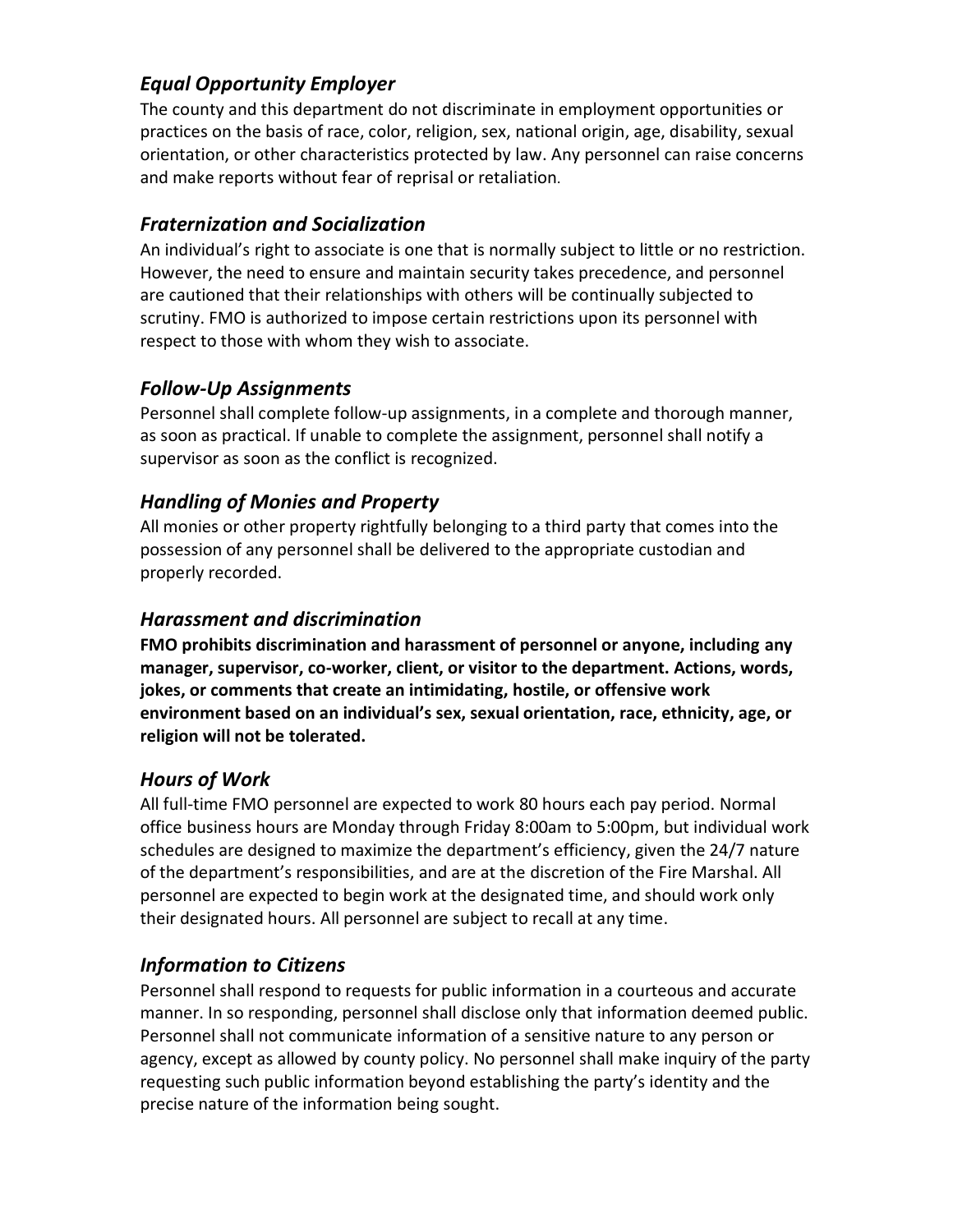### *Equal Opportunity Employer*

The county and this department do not discriminate in employment opportunities or practices on the basis of race, color, religion, sex, national origin, age, disability, sexual orientation, or other characteristics protected by law. Any personnel can raise concerns and make reports without fear of reprisal or retaliation.

### *Fraternization and Socialization*

An individual's right to associate is one that is normally subject to little or no restriction. However, the need to ensure and maintain security takes precedence, and personnel are cautioned that their relationships with others will be continually subjected to scrutiny. FMO is authorized to impose certain restrictions upon its personnel with respect to those with whom they wish to associate.

### *Follow-Up Assignments*

Personnel shall complete follow-up assignments, in a complete and thorough manner, as soon as practical. If unable to complete the assignment, personnel shall notify a supervisor as soon as the conflict is recognized.

### *Handling of Monies and Property*

All monies or other property rightfully belonging to a third party that comes into the possession of any personnel shall be delivered to the appropriate custodian and properly recorded.

### *Harassment and discrimination*

**FMO prohibits discrimination and harassment of personnel or anyone, including any manager, supervisor, co-worker, client, or visitor to the department. Actions, words, jokes, or comments that create an intimidating, hostile, or offensive work environment based on an individual's sex, sexual orientation, race, ethnicity, age, or religion will not be tolerated.**

### *Hours of Work*

All full-time FMO personnel are expected to work 80 hours each pay period. Normal office business hours are Monday through Friday 8:00am to 5:00pm, but individual work schedules are designed to maximize the department's efficiency, given the 24/7 nature of the department's responsibilities, and are at the discretion of the Fire Marshal. All personnel are expected to begin work at the designated time, and should work only their designated hours. All personnel are subject to recall at any time.

### *Information to Citizens*

Personnel shall respond to requests for public information in a courteous and accurate manner. In so responding, personnel shall disclose only that information deemed public. Personnel shall not communicate information of a sensitive nature to any person or agency, except as allowed by county policy. No personnel shall make inquiry of the party requesting such public information beyond establishing the party's identity and the precise nature of the information being sought.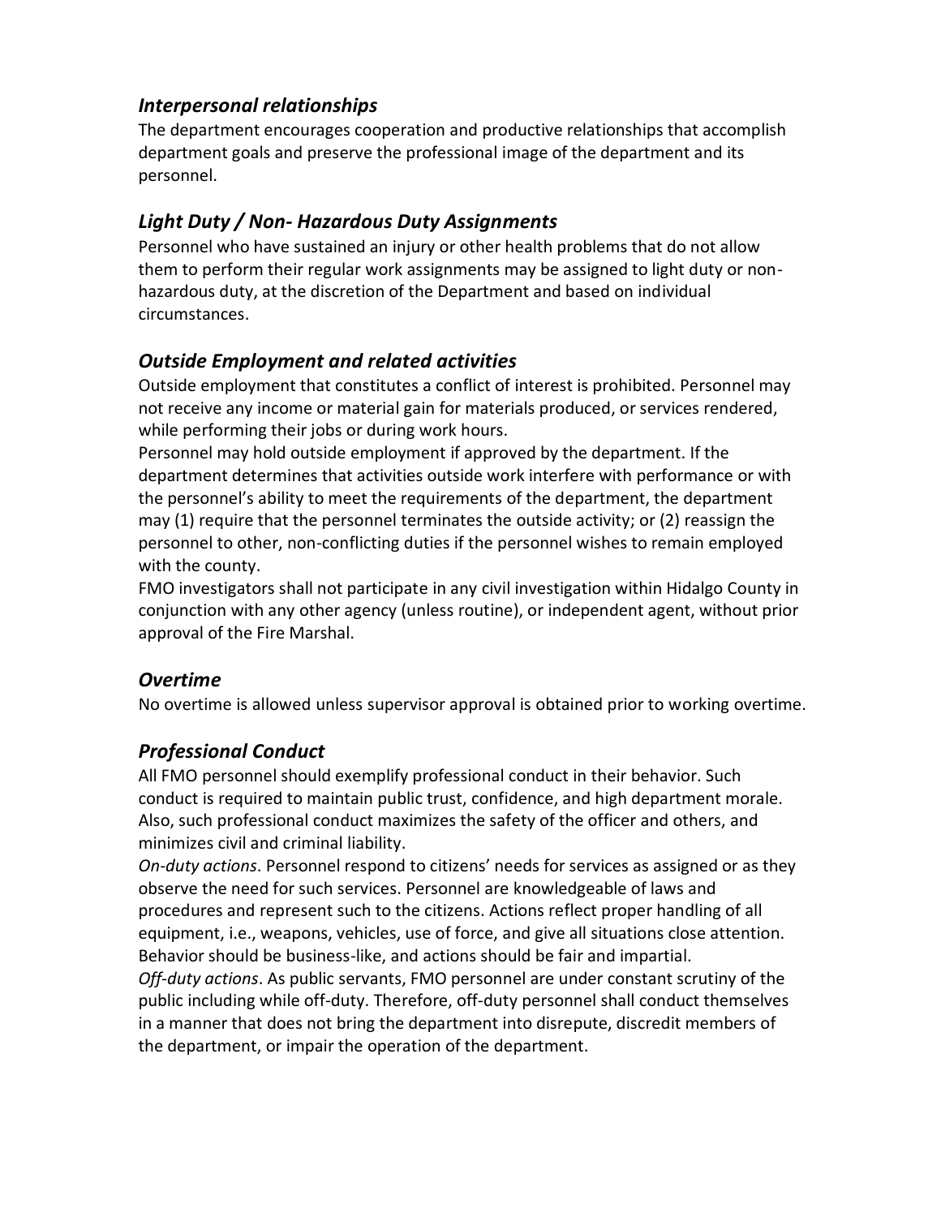### *Interpersonal relationships*

The department encourages cooperation and productive relationships that accomplish department goals and preserve the professional image of the department and its personnel.

### *Light Duty / Non- Hazardous Duty Assignments*

Personnel who have sustained an injury or other health problems that do not allow them to perform their regular work assignments may be assigned to light duty or non-hazardous duty, at the discretion of the Department and based on individual circumstances.

### *Outside Employment and related activities*

Outside employment that constitutes a conflict of interest is prohibited. Personnel may not receive any income or material gain for materials produced, or services rendered, while performing their jobs or during work hours.

Personnel may hold outside employment if approved by the department. If the department determines that activities outside work interfere with performance or with the personnel's ability to meet the requirements of the department, the department may (1) require that the personnel terminates the outside activity; or (2) reassign the personnel to other, non-conflicting duties if the personnel wishes to remain employed with the county.

FMO investigators shall not participate in any civil investigation within Hidalgo County in conjunction with any other agency (unless routine), or independent agent, without prior approval of the Fire Marshal.

### *Overtime*

No overtime is allowed unless supervisor approval is obtained prior to working overtime.

### *Professional Conduct*

All FMO personnel should exemplify professional conduct in their behavior. Such conduct is required to maintain public trust, confidence, and high department morale. Also, such professional conduct maximizes the safety of the officer and others, and minimizes civil and criminal liability.

*On-duty actions*. Personnel respond to citizens' needs for services as assigned or as they observe the need for such services. Personnel are knowledgeable of laws and procedures and represent such to the citizens. Actions reflect proper handling of all equipment, i.e., weapons, vehicles, use of force, and give all situations close attention. Behavior should be business-like, and actions should be fair and impartial.

*Off-duty actions*. As public servants, FMO personnel are under constant scrutiny of the public including while off-duty. Therefore, off-duty personnel shall conduct themselves in a manner that does not bring the department into disrepute, discredit members of the department, or impair the operation of the department.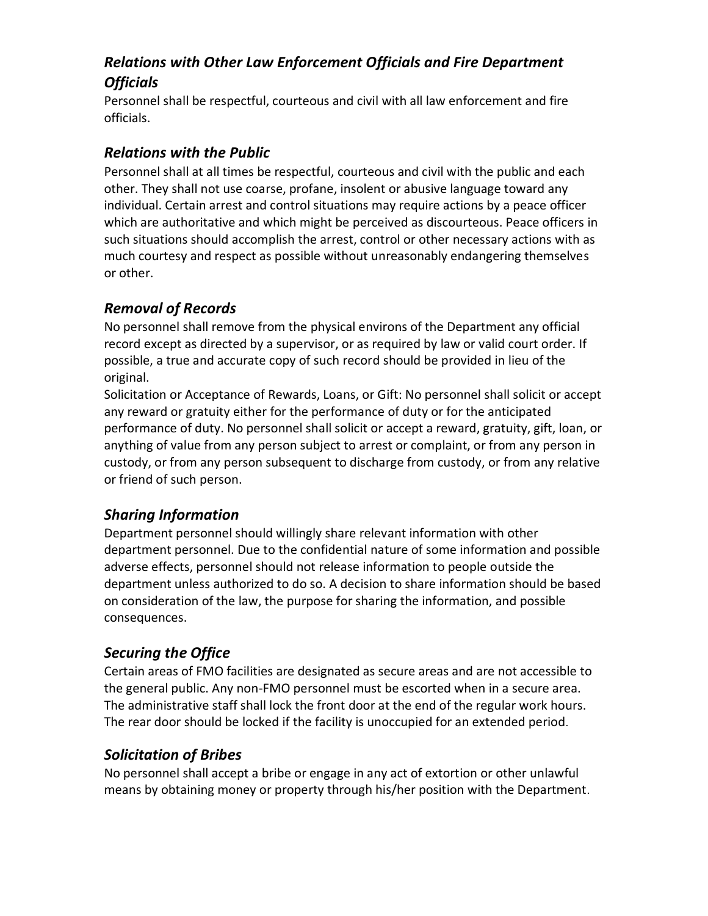### *Relations with Other Law Enforcement Officials and Fire Department Officials*

Personnel shall be respectful, courteous and civil with all law enforcement and fire officials.

### *Relations with the Public*

Personnel shall at all times be respectful, courteous and civil with the public and each other. They shall not use coarse, profane, insolent or abusive language toward any individual. Certain arrest and control situations may require actions by a peace officer which are authoritative and which might be perceived as discourteous. Peace officers in such situations should accomplish the arrest, control or other necessary actions with as much courtesy and respect as possible without unreasonably endangering themselves or other.

### *Removal of Records*

No personnel shall remove from the physical environs of the Department any official record except as directed by a supervisor, or as required by law or valid court order. If possible, a true and accurate copy of such record should be provided in lieu of the original.

Solicitation or Acceptance of Rewards, Loans, or Gift: No personnel shall solicit or accept any reward or gratuity either for the performance of duty or for the anticipated performance of duty. No personnel shall solicit or accept a reward, gratuity, gift, loan, or anything of value from any person subject to arrest or complaint, or from any person in custody, or from any person subsequent to discharge from custody, or from any relative or friend of such person.

### *Sharing Information*

Department personnel should willingly share relevant information with other department personnel. Due to the confidential nature of some information and possible adverse effects, personnel should not release information to people outside the department unless authorized to do so. A decision to share information should be based on consideration of the law, the purpose for sharing the information, and possible consequences.

### *Securing the Office*

Certain areas of FMO facilities are designated as secure areas and are not accessible to the general public. Any non-FMO personnel must be escorted when in a secure area. The administrative staff shall lock the front door at the end of the regular work hours. The rear door should be locked if the facility is unoccupied for an extended period.

### *Solicitation of Bribes*

No personnel shall accept a bribe or engage in any act of extortion or other unlawful means by obtaining money or property through his/her position with the Department.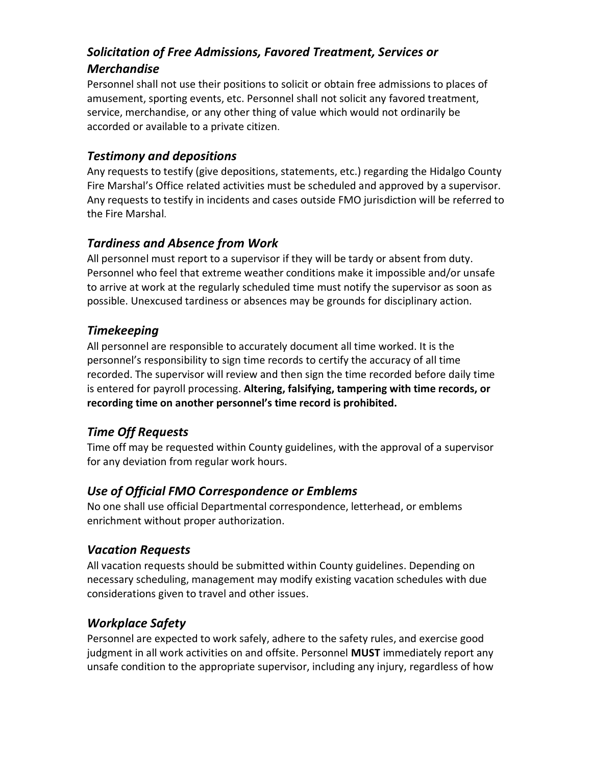### *Solicitation of Free Admissions, Favored Treatment, Services or Merchandise*

Personnel shall not use their positions to solicit or obtain free admissions to places of amusement, sporting events, etc. Personnel shall not solicit any favored treatment, service, merchandise, or any other thing of value which would not ordinarily be accorded or available to a private citizen.

### *Testimony and depositions*

Any requests to testify (give depositions, statements, etc.) regarding the Hidalgo County Fire Marshal's Office related activities must be scheduled and approved by a supervisor. Any requests to testify in incidents and cases outside FMO jurisdiction will be referred to the Fire Marshal.

### *Tardiness and Absence from Work*

All personnel must report to a supervisor if they will be tardy or absent from duty. Personnel who feel that extreme weather conditions make it impossible and/or unsafe to arrive at work at the regularly scheduled time must notify the supervisor as soon as possible. Unexcused tardiness or absences may be grounds for disciplinary action.

### *Timekeeping*

All personnel are responsible to accurately document all time worked. It is the personnel's responsibility to sign time records to certify the accuracy of all time recorded. The supervisor will review and then sign the time recorded before daily time is entered for payroll processing. **Altering, falsifying, tampering with time records, or recording time on another personnel's time record is prohibited.**

### *Time Off Requests*

Time off may be requested within County guidelines, with the approval of a supervisor for any deviation from regular work hours.

### *Use of Official FMO Correspondence or Emblems*

No one shall use official Departmental correspondence, letterhead, or emblems enrichment without proper authorization.

### *Vacation Requests*

All vacation requests should be submitted within County guidelines. Depending on necessary scheduling, management may modify existing vacation schedules with due considerations given to travel and other issues.

### *Workplace Safety*

Personnel are expected to work safely, adhere to the safety rules, and exercise good judgment in all work activities on and offsite. Personnel **MUST** immediately report any unsafe condition to the appropriate supervisor, including any injury, regardless of how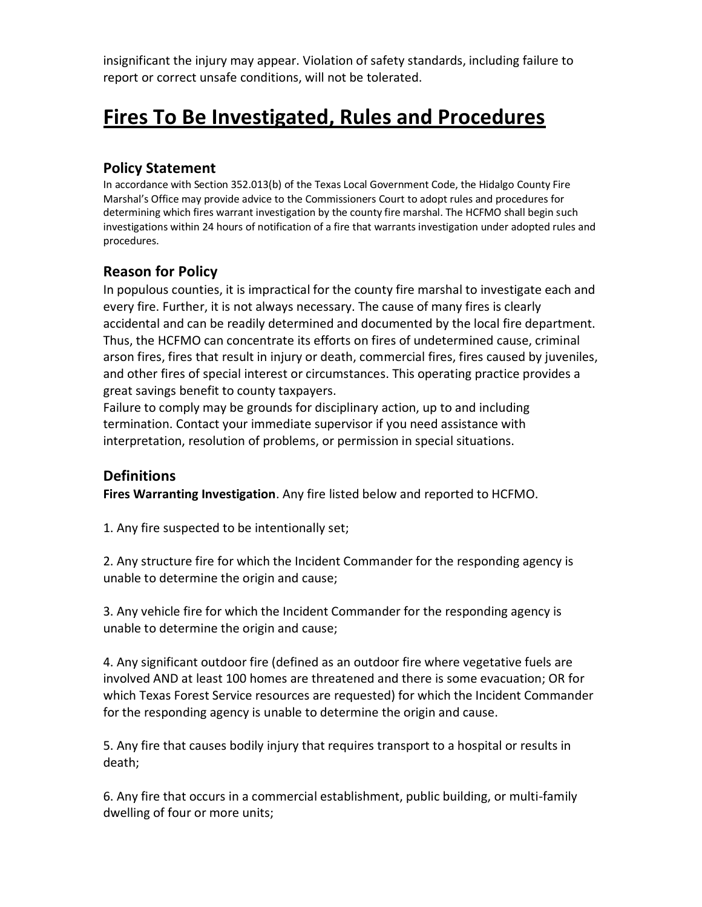insignificant the injury may appear. Violation of safety standards, including failure to report or correct unsafe conditions, will not be tolerated.

# Fires To Be Investigated, Rules and Procedures

## Policy Statement

In accordance with Section 352.013(b) of the Texas Local Government Code, the Hidalgo County Fire Marshal's Office may provide advice to the Commissioners Court to adopt rules and procedures for determining which fires warrant investigation by the county fire marshal. The HCFMO shall begin such investigations within 24 hours of notification of a fire that warrants investigation under adopted rules and procedures.

## Reason for Policy

In populous counties, it is impractical for the county fire marshal to investigate each and every fire. Further, it is not always necessary. The cause of many fires is clearly accidental and can be readily determined and documented by the local fire department. Thus, the HCFMO can concentrate its efforts on fires of undetermined cause, criminal arson fires, fires that result in injury or death, commercial fires, fires caused by juveniles, and other fires of special interest or circumstances. This operating practice provides a great savings benefit to county taxpayers.
Failure to comply may be grounds for disciplinary action, up to and including termination. Contact your immediate supervisor if you need assistance with interpretation, resolution of problems, or permission in special situations.

## Definitions

**Fires Warranting Investigation**. Any fire listed below and reported to HCFMO.

1. Any fire suspected to be intentionally set;

2. Any structure fire for which the Incident Commander for the responding agency is unable to determine the origin and cause;

3. Any vehicle fire for which the Incident Commander for the responding agency is unable to determine the origin and cause;

4. Any significant outdoor fire (defined as an outdoor fire where vegetative fuels are involved AND at least 100 homes are threatened and there is some evacuation; OR for which Texas Forest Service resources are requested) for which the Incident Commander for the responding agency is unable to determine the origin and cause.

5. Any fire that causes bodily injury that requires transport to a hospital or results in death;

6. Any fire that occurs in a commercial establishment, public building, or multi-family dwelling of four or more units;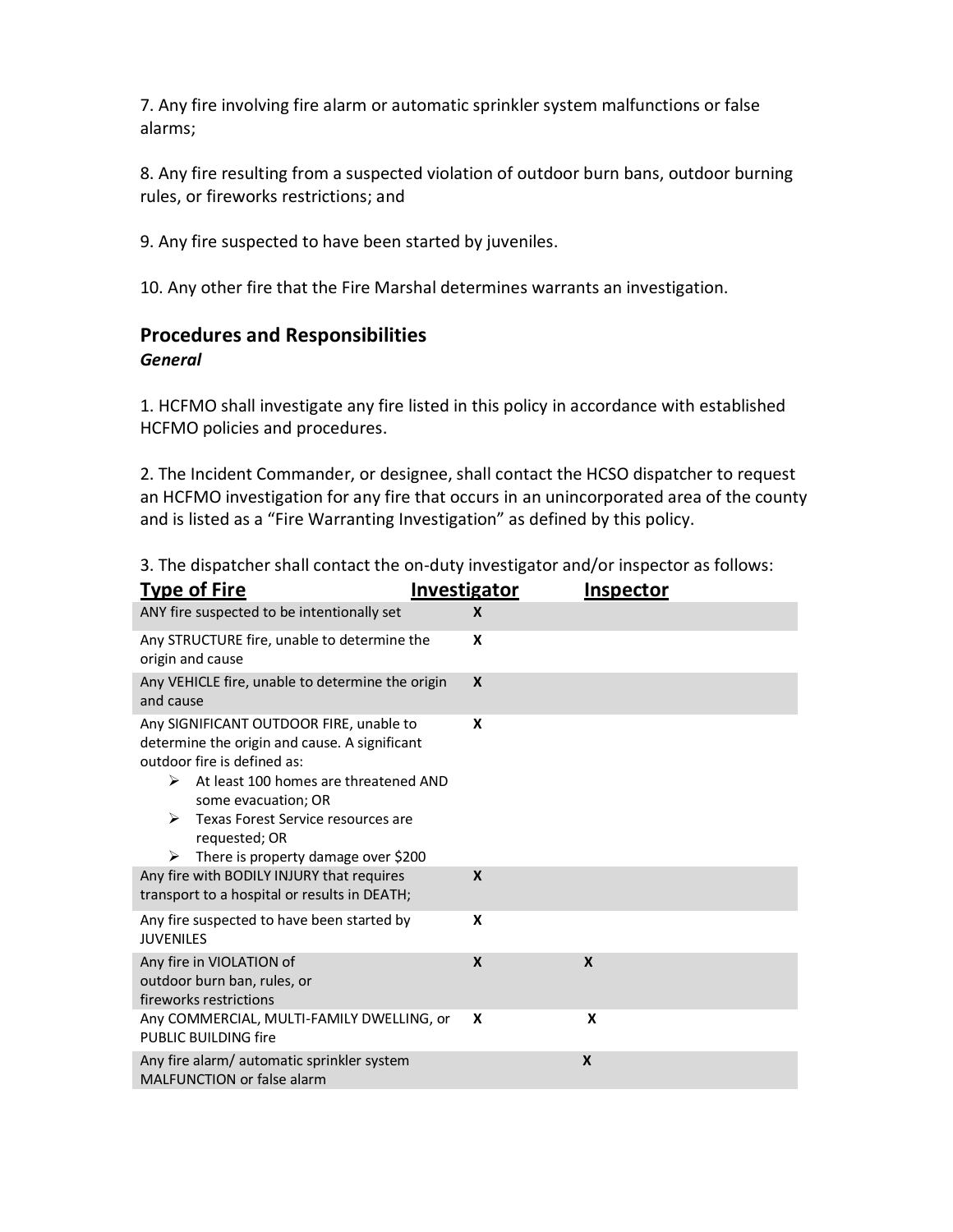7. Any fire involving fire alarm or automatic sprinkler system malfunctions or false alarms;

8. Any fire resulting from a suspected violation of outdoor burn bans, outdoor burning rules, or fireworks restrictions; and

9. Any fire suspected to have been started by juveniles.

10. Any other fire that the Fire Marshal determines warrants an investigation.

## Procedures and Responsibilities

***General***

1. HCFMO shall investigate any fire listed in this policy in accordance with established HCFMO policies and procedures.

2. The Incident Commander, or designee, shall contact the HCSO dispatcher to request an HCFMO investigation for any fire that occurs in an unincorporated area of the county and is listed as a "Fire Warranting Investigation" as defined by this policy.

3. The dispatcher shall contact the on-duty investigator and/or inspector as follows:

| Type of Fire | Investigator | Inspector |
|---|---|---|
| ANY fire suspected to be intentionally set | X | |
| Any STRUCTURE fire, unable to determine the origin and cause | X | |
| Any VEHICLE fire, unable to determine the origin and cause | X | |
| Any SIGNIFICANT OUTDOOR FIRE, unable to determine the origin and cause. A significant outdoor fire is defined as:<br>➢ At least 100 homes are threatened AND some evacuation; OR<br>➢ Texas Forest Service resources are requested; OR<br>➢ There is property damage over $200 | X | |
| Any fire with BODILY INJURY that requires transport to a hospital or results in DEATH; | X | |
| Any fire suspected to have been started by JUVENILES | X | |
| Any fire in VIOLATION of outdoor burn ban, rules, or fireworks restrictions | X | X |
| Any COMMERCIAL, MULTI-FAMILY DWELLING, or PUBLIC BUILDING fire | X | X |
| Any fire alarm/ automatic sprinkler system MALFUNCTION or false alarm | | X |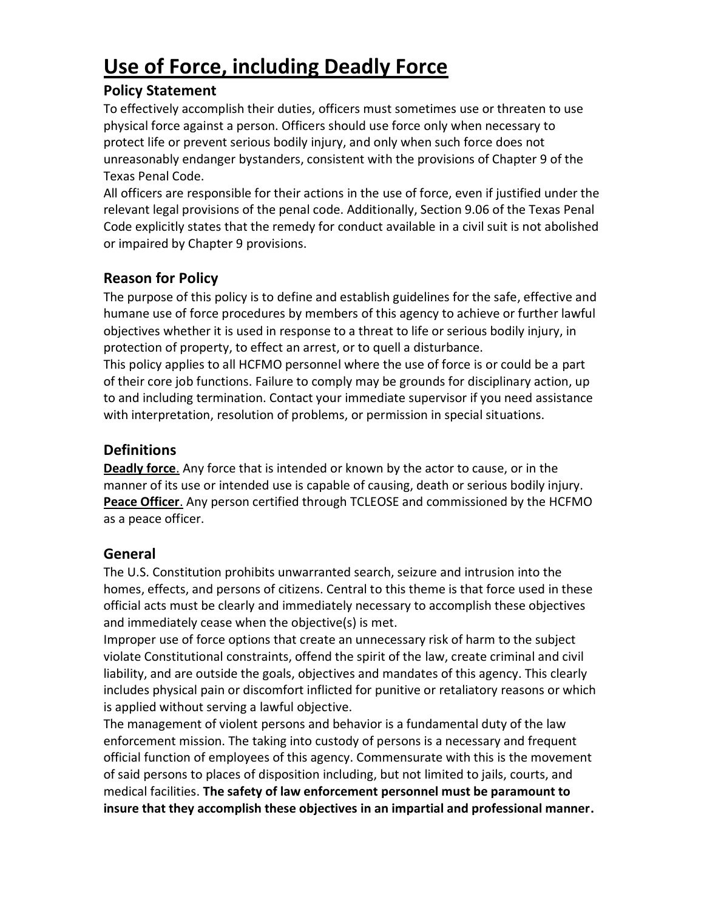# Use of Force, including Deadly Force

## Policy Statement

To effectively accomplish their duties, officers must sometimes use or threaten to use physical force against a person. Officers should use force only when necessary to protect life or prevent serious bodily injury, and only when such force does not unreasonably endanger bystanders, consistent with the provisions of Chapter 9 of the Texas Penal Code.

All officers are responsible for their actions in the use of force, even if justified under the relevant legal provisions of the penal code. Additionally, Section 9.06 of the Texas Penal Code explicitly states that the remedy for conduct available in a civil suit is not abolished or impaired by Chapter 9 provisions.

## Reason for Policy

The purpose of this policy is to define and establish guidelines for the safe, effective and humane use of force procedures by members of this agency to achieve or further lawful objectives whether it is used in response to a threat to life or serious bodily injury, in protection of property, to effect an arrest, or to quell a disturbance.

This policy applies to all HCFMO personnel where the use of force is or could be a part of their core job functions. Failure to comply may be grounds for disciplinary action, up to and including termination. Contact your immediate supervisor if you need assistance with interpretation, resolution of problems, or permission in special situations.

## Definitions

**Deadly force**. Any force that is intended or known by the actor to cause, or in the manner of its use or intended use is capable of causing, death or serious bodily injury.

**Peace Officer**. Any person certified through TCLEOSE and commissioned by the HCFMO as a peace officer.

## General

The U.S. Constitution prohibits unwarranted search, seizure and intrusion into the homes, effects, and persons of citizens. Central to this theme is that force used in these official acts must be clearly and immediately necessary to accomplish these objectives and immediately cease when the objective(s) is met.

Improper use of force options that create an unnecessary risk of harm to the subject violate Constitutional constraints, offend the spirit of the law, create criminal and civil liability, and are outside the goals, objectives and mandates of this agency. This clearly includes physical pain or discomfort inflicted for punitive or retaliatory reasons or which is applied without serving a lawful objective.

The management of violent persons and behavior is a fundamental duty of the law enforcement mission. The taking into custody of persons is a necessary and frequent official function of employees of this agency. Commensurate with this is the movement of said persons to places of disposition including, but not limited to jails, courts, and medical facilities. **The safety of law enforcement personnel must be paramount to insure that they accomplish these objectives in an impartial and professional manner.**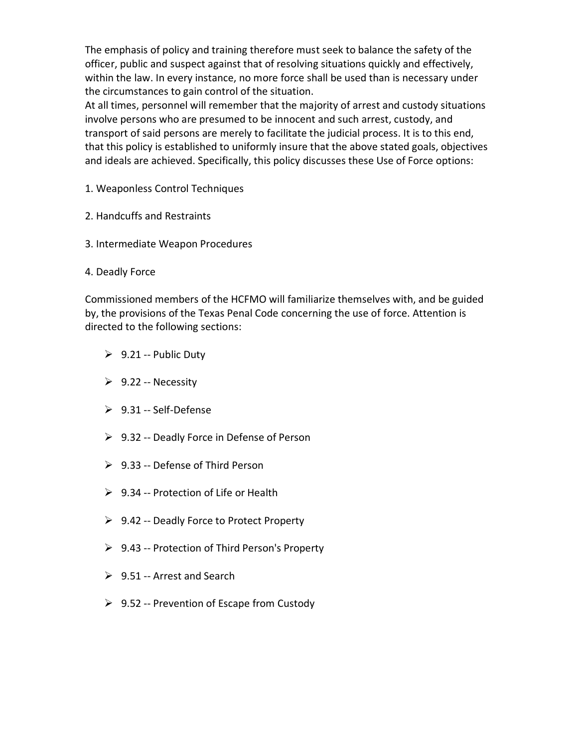The emphasis of policy and training therefore must seek to balance the safety of the officer, public and suspect against that of resolving situations quickly and effectively, within the law. In every instance, no more force shall be used than is necessary under the circumstances to gain control of the situation.

At all times, personnel will remember that the majority of arrest and custody situations involve persons who are presumed to be innocent and such arrest, custody, and transport of said persons are merely to facilitate the judicial process. It is to this end, that this policy is established to uniformly insure that the above stated goals, objectives and ideals are achieved. Specifically, this policy discusses these Use of Force options:

1. Weaponless Control Techniques

2. Handcuffs and Restraints

3. Intermediate Weapon Procedures

4. Deadly Force

Commissioned members of the HCFMO will familiarize themselves with, and be guided by, the provisions of the Texas Penal Code concerning the use of force. Attention is directed to the following sections:

- 9.21 -- Public Duty
- 9.22 -- Necessity
- 9.31 -- Self-Defense
- 9.32 -- Deadly Force in Defense of Person
- 9.33 -- Defense of Third Person
- 9.34 -- Protection of Life or Health
- 9.42 -- Deadly Force to Protect Property
- 9.43 -- Protection of Third Person's Property
- 9.51 -- Arrest and Search
- 9.52 -- Prevention of Escape from Custody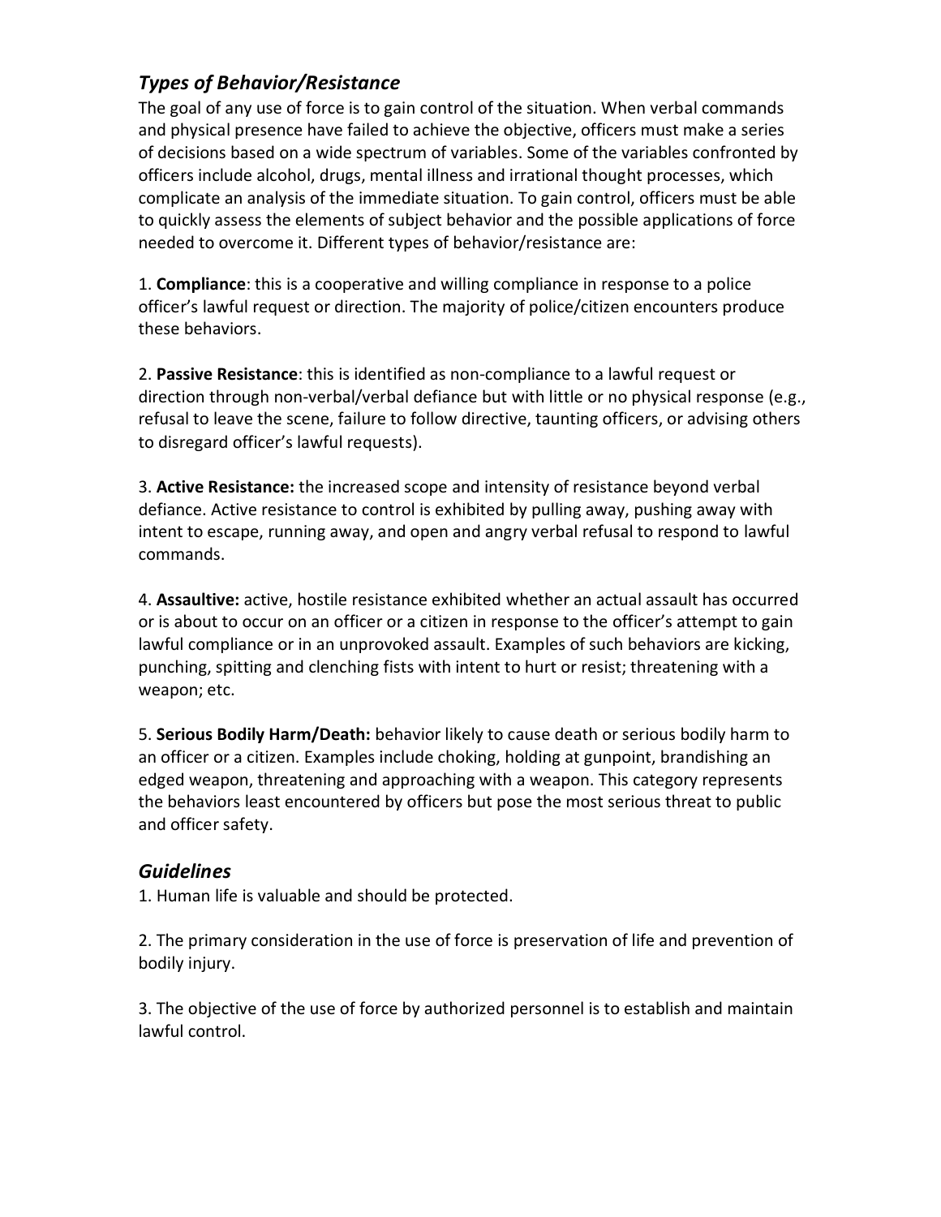## *Types of Behavior/Resistance*

The goal of any use of force is to gain control of the situation. When verbal commands and physical presence have failed to achieve the objective, officers must make a series of decisions based on a wide spectrum of variables. Some of the variables confronted by officers include alcohol, drugs, mental illness and irrational thought processes, which complicate an analysis of the immediate situation. To gain control, officers must be able to quickly assess the elements of subject behavior and the possible applications of force needed to overcome it. Different types of behavior/resistance are:

1. **Compliance**: this is a cooperative and willing compliance in response to a police officer's lawful request or direction. The majority of police/citizen encounters produce these behaviors.

2. **Passive Resistance**: this is identified as non-compliance to a lawful request or direction through non-verbal/verbal defiance but with little or no physical response (e.g., refusal to leave the scene, failure to follow directive, taunting officers, or advising others to disregard officer's lawful requests).

3. **Active Resistance:** the increased scope and intensity of resistance beyond verbal defiance. Active resistance to control is exhibited by pulling away, pushing away with intent to escape, running away, and open and angry verbal refusal to respond to lawful commands.

4. **Assaultive:** active, hostile resistance exhibited whether an actual assault has occurred or is about to occur on an officer or a citizen in response to the officer's attempt to gain lawful compliance or in an unprovoked assault. Examples of such behaviors are kicking, punching, spitting and clenching fists with intent to hurt or resist; threatening with a weapon; etc.

5. **Serious Bodily Harm/Death:** behavior likely to cause death or serious bodily harm to an officer or a citizen. Examples include choking, holding at gunpoint, brandishing an edged weapon, threatening and approaching with a weapon. This category represents the behaviors least encountered by officers but pose the most serious threat to public and officer safety.

## *Guidelines*

1. Human life is valuable and should be protected.

2. The primary consideration in the use of force is preservation of life and prevention of bodily injury.

3. The objective of the use of force by authorized personnel is to establish and maintain lawful control.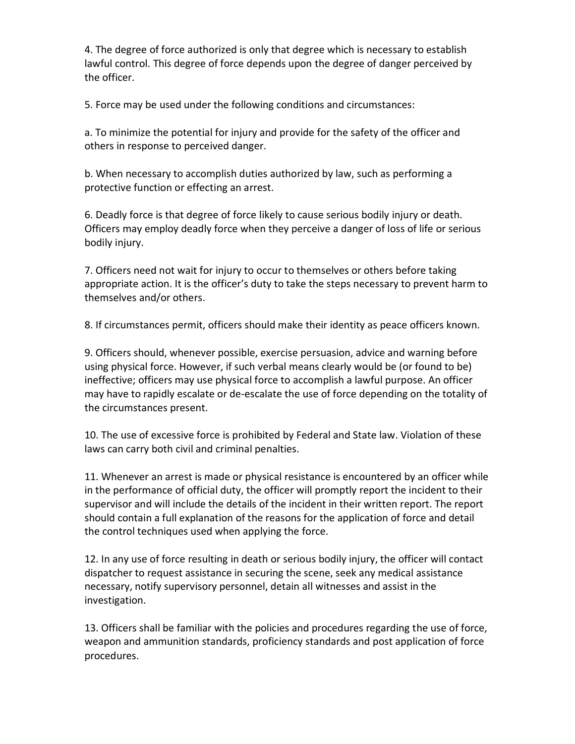4. The degree of force authorized is only that degree which is necessary to establish lawful control. This degree of force depends upon the degree of danger perceived by the officer.

5. Force may be used under the following conditions and circumstances:

a. To minimize the potential for injury and provide for the safety of the officer and others in response to perceived danger.

b. When necessary to accomplish duties authorized by law, such as performing a protective function or effecting an arrest.

6. Deadly force is that degree of force likely to cause serious bodily injury or death. Officers may employ deadly force when they perceive a danger of loss of life or serious bodily injury.

7. Officers need not wait for injury to occur to themselves or others before taking appropriate action. It is the officer's duty to take the steps necessary to prevent harm to themselves and/or others.

8. If circumstances permit, officers should make their identity as peace officers known.

9. Officers should, whenever possible, exercise persuasion, advice and warning before using physical force. However, if such verbal means clearly would be (or found to be) ineffective; officers may use physical force to accomplish a lawful purpose. An officer may have to rapidly escalate or de-escalate the use of force depending on the totality of the circumstances present.

10. The use of excessive force is prohibited by Federal and State law. Violation of these laws can carry both civil and criminal penalties.

11. Whenever an arrest is made or physical resistance is encountered by an officer while in the performance of official duty, the officer will promptly report the incident to their supervisor and will include the details of the incident in their written report. The report should contain a full explanation of the reasons for the application of force and detail the control techniques used when applying the force.

12. In any use of force resulting in death or serious bodily injury, the officer will contact dispatcher to request assistance in securing the scene, seek any medical assistance necessary, notify supervisory personnel, detain all witnesses and assist in the investigation.

13. Officers shall be familiar with the policies and procedures regarding the use of force, weapon and ammunition standards, proficiency standards and post application of force procedures.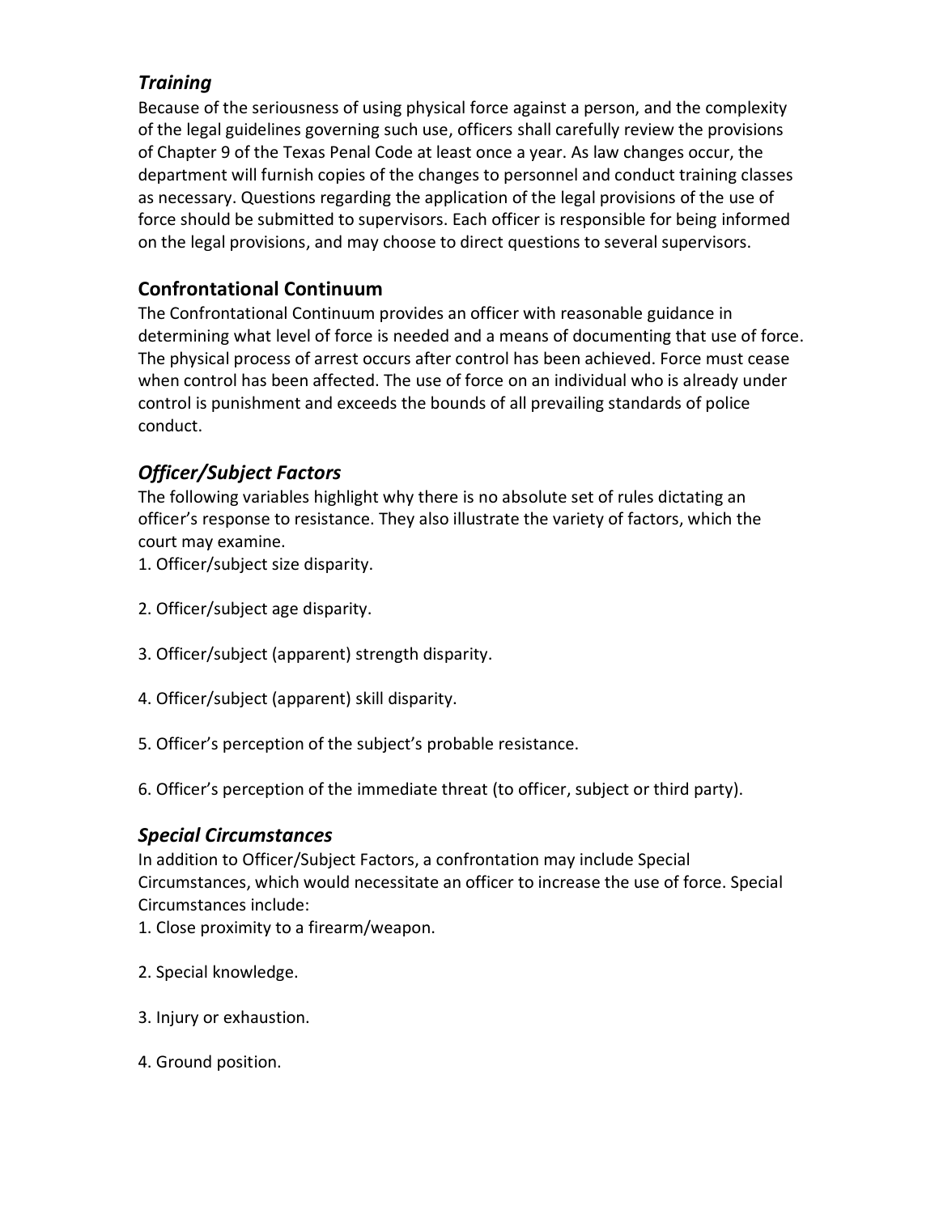### *Training*

Because of the seriousness of using physical force against a person, and the complexity of the legal guidelines governing such use, officers shall carefully review the provisions of Chapter 9 of the Texas Penal Code at least once a year. As law changes occur, the department will furnish copies of the changes to personnel and conduct training classes as necessary. Questions regarding the application of the legal provisions of the use of force should be submitted to supervisors. Each officer is responsible for being informed on the legal provisions, and may choose to direct questions to several supervisors.

### Confrontational Continuum

The Confrontational Continuum provides an officer with reasonable guidance in determining what level of force is needed and a means of documenting that use of force. The physical process of arrest occurs after control has been achieved. Force must cease when control has been affected. The use of force on an individual who is already under control is punishment and exceeds the bounds of all prevailing standards of police conduct.

### *Officer/Subject Factors*

The following variables highlight why there is no absolute set of rules dictating an officer's response to resistance. They also illustrate the variety of factors, which the court may examine.

1. Officer/subject size disparity.
2. Officer/subject age disparity.
3. Officer/subject (apparent) strength disparity.
4. Officer/subject (apparent) skill disparity.
5. Officer's perception of the subject's probable resistance.
6. Officer's perception of the immediate threat (to officer, subject or third party).

### *Special Circumstances*

In addition to Officer/Subject Factors, a confrontation may include Special Circumstances, which would necessitate an officer to increase the use of force. Special Circumstances include:

1. Close proximity to a firearm/weapon.
2. Special knowledge.
3. Injury or exhaustion.
4. Ground position.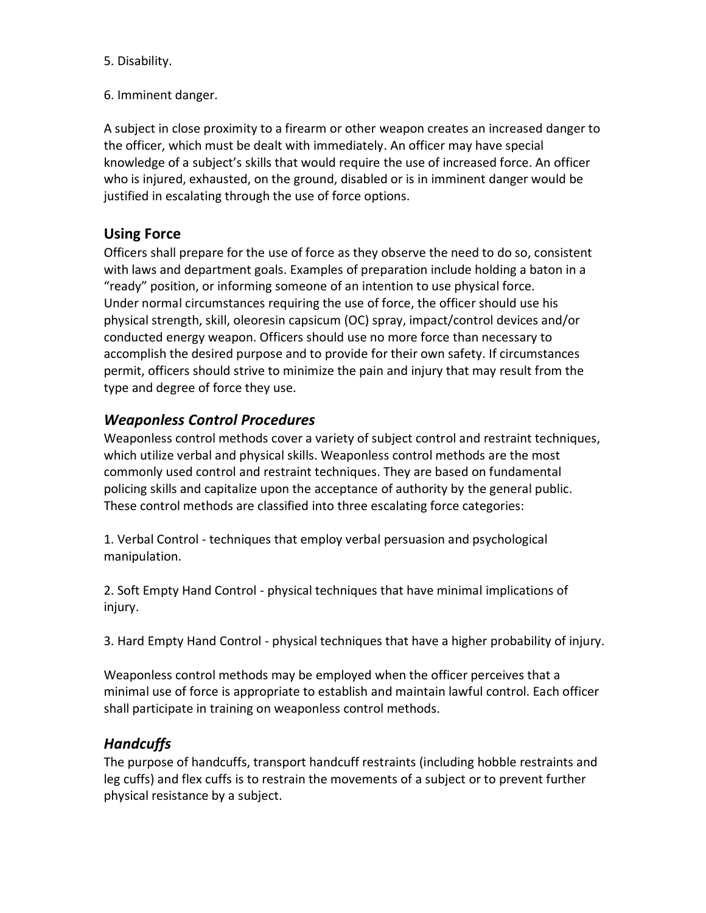5. Disability.

6. Imminent danger.

A subject in close proximity to a firearm or other weapon creates an increased danger to the officer, which must be dealt with immediately. An officer may have special knowledge of a subject's skills that would require the use of increased force. An officer who is injured, exhausted, on the ground, disabled or is in imminent danger would be justified in escalating through the use of force options.

## Using Force

Officers shall prepare for the use of force as they observe the need to do so, consistent with laws and department goals. Examples of preparation include holding a baton in a "ready" position, or informing someone of an intention to use physical force.
Under normal circumstances requiring the use of force, the officer should use his physical strength, skill, oleoresin capsicum (OC) spray, impact/control devices and/or conducted energy weapon. Officers should use no more force than necessary to accomplish the desired purpose and to provide for their own safety. If circumstances permit, officers should strive to minimize the pain and injury that may result from the type and degree of force they use.

### *Weaponless Control Procedures*

Weaponless control methods cover a variety of subject control and restraint techniques, which utilize verbal and physical skills. Weaponless control methods are the most commonly used control and restraint techniques. They are based on fundamental policing skills and capitalize upon the acceptance of authority by the general public. These control methods are classified into three escalating force categories:

1. Verbal Control - techniques that employ verbal persuasion and psychological manipulation.

2. Soft Empty Hand Control - physical techniques that have minimal implications of injury.

3. Hard Empty Hand Control - physical techniques that have a higher probability of injury.

Weaponless control methods may be employed when the officer perceives that a minimal use of force is appropriate to establish and maintain lawful control. Each officer shall participate in training on weaponless control methods.

### *Handcuffs*

The purpose of handcuffs, transport handcuff restraints (including hobble restraints and leg cuffs) and flex cuffs is to restrain the movements of a subject or to prevent further physical resistance by a subject.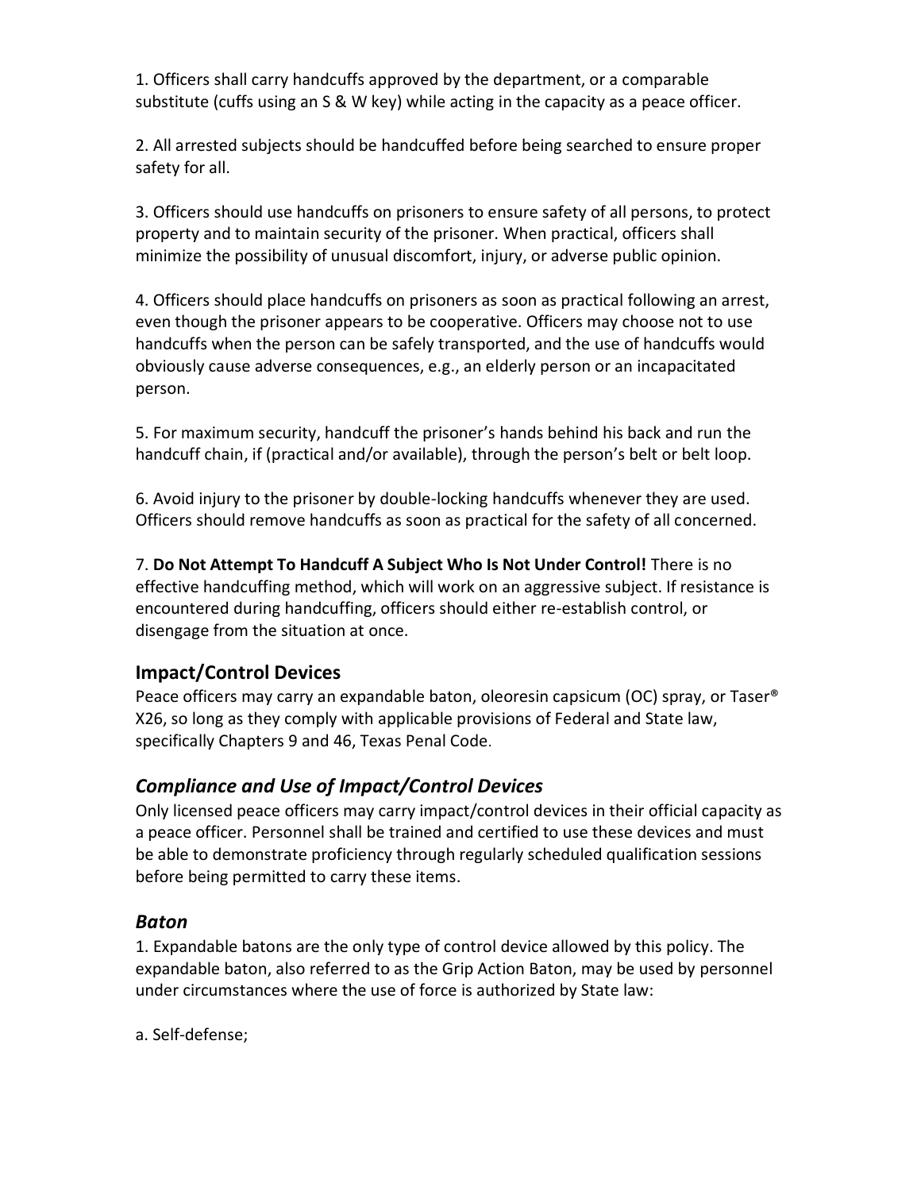1. Officers shall carry handcuffs approved by the department, or a comparable substitute (cuffs using an S & W key) while acting in the capacity as a peace officer.

2. All arrested subjects should be handcuffed before being searched to ensure proper safety for all.

3. Officers should use handcuffs on prisoners to ensure safety of all persons, to protect property and to maintain security of the prisoner. When practical, officers shall minimize the possibility of unusual discomfort, injury, or adverse public opinion.

4. Officers should place handcuffs on prisoners as soon as practical following an arrest, even though the prisoner appears to be cooperative. Officers may choose not to use handcuffs when the person can be safely transported, and the use of handcuffs would obviously cause adverse consequences, e.g., an elderly person or an incapacitated person.

5. For maximum security, handcuff the prisoner's hands behind his back and run the handcuff chain, if (practical and/or available), through the person's belt or belt loop.

6. Avoid injury to the prisoner by double-locking handcuffs whenever they are used. Officers should remove handcuffs as soon as practical for the safety of all concerned.

7. **Do Not Attempt To Handcuff A Subject Who Is Not Under Control!** There is no effective handcuffing method, which will work on an aggressive subject. If resistance is encountered during handcuffing, officers should either re-establish control, or disengage from the situation at once.

## Impact/Control Devices

Peace officers may carry an expandable baton, oleoresin capsicum (OC) spray, or Taser® X26, so long as they comply with applicable provisions of Federal and State law, specifically Chapters 9 and 46, Texas Penal Code.

### *Compliance and Use of Impact/Control Devices*

Only licensed peace officers may carry impact/control devices in their official capacity as a peace officer. Personnel shall be trained and certified to use these devices and must be able to demonstrate proficiency through regularly scheduled qualification sessions before being permitted to carry these items.

### *Baton*

1. Expandable batons are the only type of control device allowed by this policy. The expandable baton, also referred to as the Grip Action Baton, may be used by personnel under circumstances where the use of force is authorized by State law:

a. Self-defense;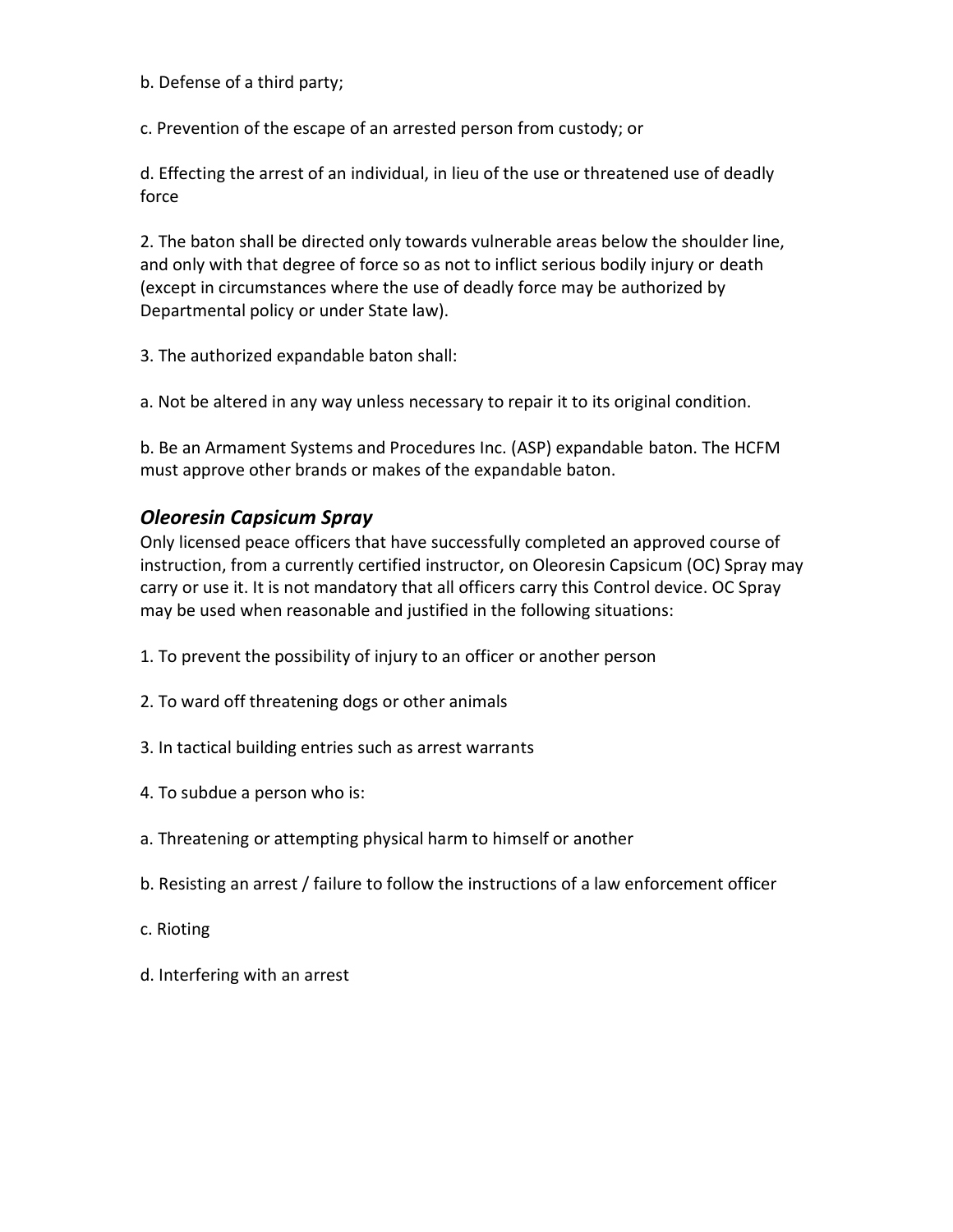b. Defense of a third party;

c. Prevention of the escape of an arrested person from custody; or

d. Effecting the arrest of an individual, in lieu of the use or threatened use of deadly force

2. The baton shall be directed only towards vulnerable areas below the shoulder line, and only with that degree of force so as not to inflict serious bodily injury or death (except in circumstances where the use of deadly force may be authorized by Departmental policy or under State law).

3. The authorized expandable baton shall:

a. Not be altered in any way unless necessary to repair it to its original condition.

b. Be an Armament Systems and Procedures Inc. (ASP) expandable baton. The HCFM must approve other brands or makes of the expandable baton.

### *Oleoresin Capsicum Spray*

Only licensed peace officers that have successfully completed an approved course of instruction, from a currently certified instructor, on Oleoresin Capsicum (OC) Spray may carry or use it. It is not mandatory that all officers carry this Control device. OC Spray may be used when reasonable and justified in the following situations:

1. To prevent the possibility of injury to an officer or another person

2. To ward off threatening dogs or other animals

3. In tactical building entries such as arrest warrants

4. To subdue a person who is:

a. Threatening or attempting physical harm to himself or another

b. Resisting an arrest / failure to follow the instructions of a law enforcement officer

c. Rioting

d. Interfering with an arrest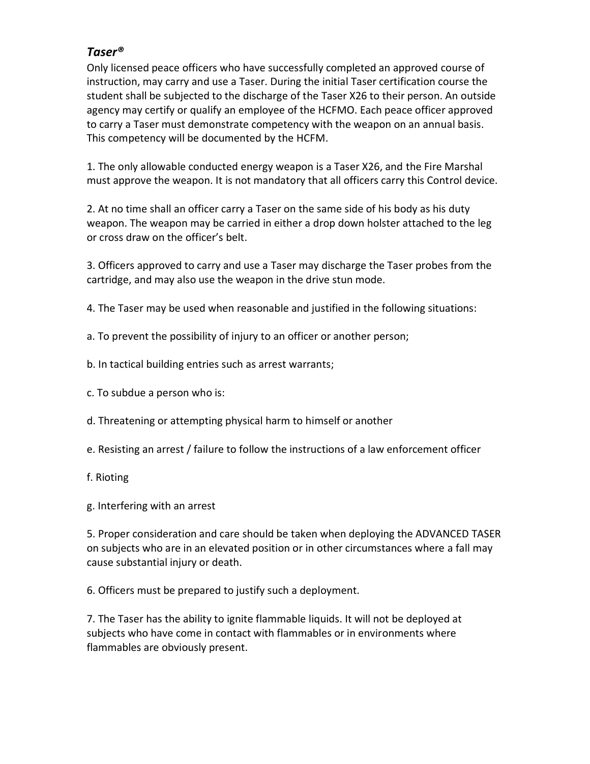## *Taser®*

Only licensed peace officers who have successfully completed an approved course of instruction, may carry and use a Taser. During the initial Taser certification course the student shall be subjected to the discharge of the Taser X26 to their person. An outside agency may certify or qualify an employee of the HCFMO. Each peace officer approved to carry a Taser must demonstrate competency with the weapon on an annual basis. This competency will be documented by the HCFM.

1. The only allowable conducted energy weapon is a Taser X26, and the Fire Marshal must approve the weapon. It is not mandatory that all officers carry this Control device.

2. At no time shall an officer carry a Taser on the same side of his body as his duty weapon. The weapon may be carried in either a drop down holster attached to the leg or cross draw on the officer's belt.

3. Officers approved to carry and use a Taser may discharge the Taser probes from the cartridge, and may also use the weapon in the drive stun mode.

4. The Taser may be used when reasonable and justified in the following situations:

a. To prevent the possibility of injury to an officer or another person;

b. In tactical building entries such as arrest warrants;

c. To subdue a person who is:

d. Threatening or attempting physical harm to himself or another

e. Resisting an arrest / failure to follow the instructions of a law enforcement officer

f. Rioting

g. Interfering with an arrest

5. Proper consideration and care should be taken when deploying the ADVANCED TASER on subjects who are in an elevated position or in other circumstances where a fall may cause substantial injury or death.

6. Officers must be prepared to justify such a deployment.

7. The Taser has the ability to ignite flammable liquids. It will not be deployed at subjects who have come in contact with flammables or in environments where flammables are obviously present.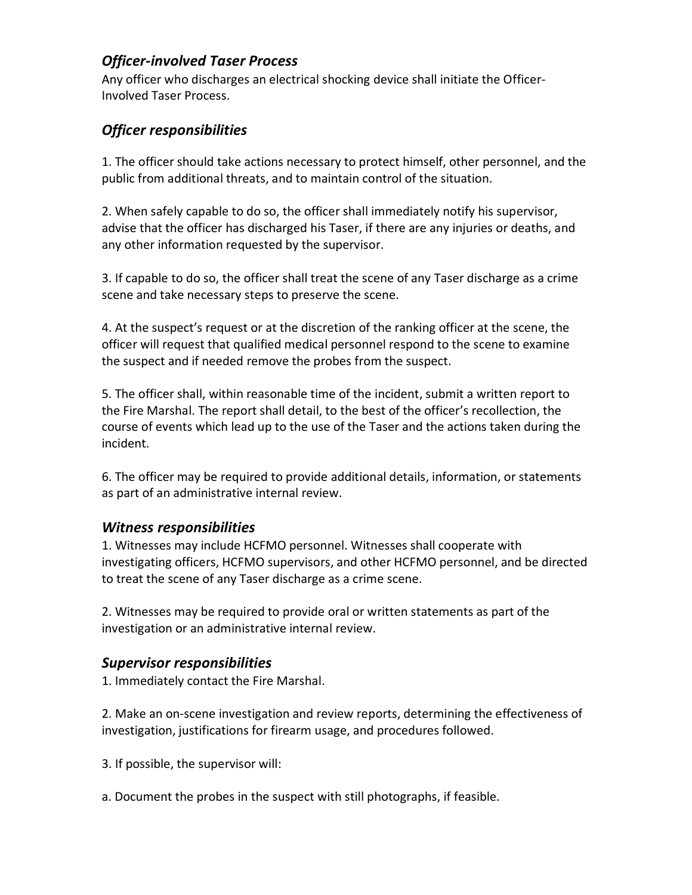## *Officer-involved Taser Process*

Any officer who discharges an electrical shocking device shall initiate the Officer-Involved Taser Process.

## *Officer responsibilities*

1. The officer should take actions necessary to protect himself, other personnel, and the public from additional threats, and to maintain control of the situation.

2. When safely capable to do so, the officer shall immediately notify his supervisor, advise that the officer has discharged his Taser, if there are any injuries or deaths, and any other information requested by the supervisor.

3. If capable to do so, the officer shall treat the scene of any Taser discharge as a crime scene and take necessary steps to preserve the scene.

4. At the suspect's request or at the discretion of the ranking officer at the scene, the officer will request that qualified medical personnel respond to the scene to examine the suspect and if needed remove the probes from the suspect.

5. The officer shall, within reasonable time of the incident, submit a written report to the Fire Marshal. The report shall detail, to the best of the officer's recollection, the course of events which lead up to the use of the Taser and the actions taken during the incident.

6. The officer may be required to provide additional details, information, or statements as part of an administrative internal review.

## *Witness responsibilities*

1. Witnesses may include HCFMO personnel. Witnesses shall cooperate with investigating officers, HCFMO supervisors, and other HCFMO personnel, and be directed to treat the scene of any Taser discharge as a crime scene.

2. Witnesses may be required to provide oral or written statements as part of the investigation or an administrative internal review.

## *Supervisor responsibilities*

1. Immediately contact the Fire Marshal.

2. Make an on-scene investigation and review reports, determining the effectiveness of investigation, justifications for firearm usage, and procedures followed.

3. If possible, the supervisor will:

a. Document the probes in the suspect with still photographs, if feasible.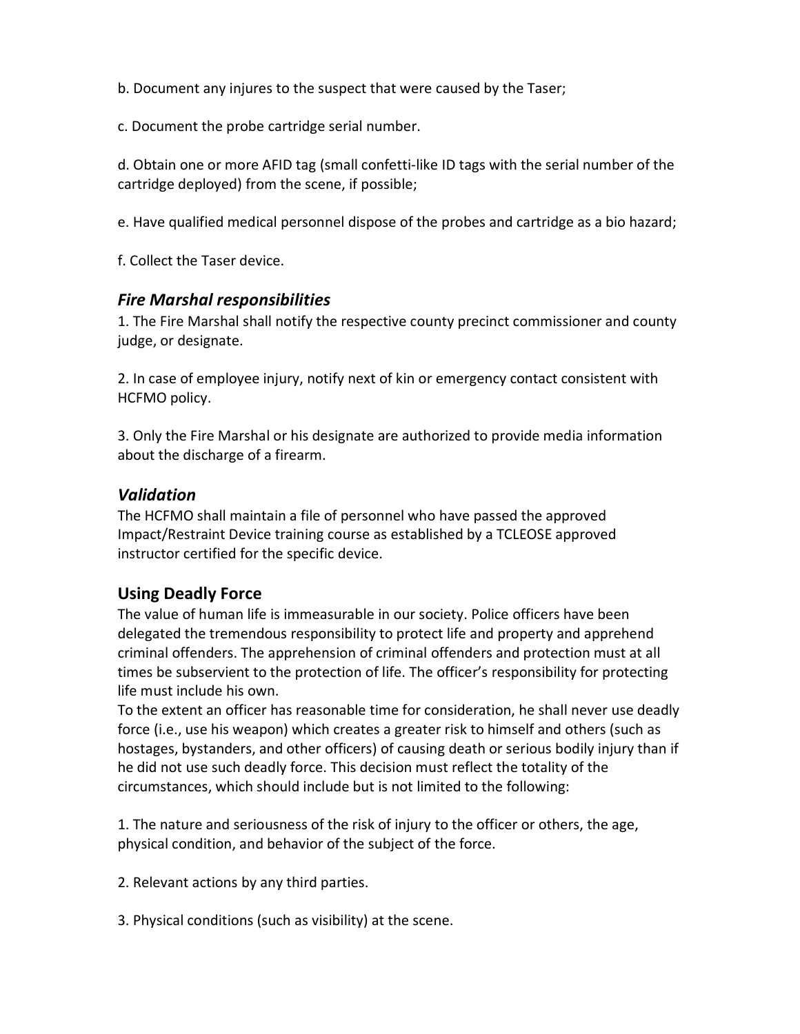b. Document any injures to the suspect that were caused by the Taser;

c. Document the probe cartridge serial number.

d. Obtain one or more AFID tag (small confetti-like ID tags with the serial number of the cartridge deployed) from the scene, if possible;

e. Have qualified medical personnel dispose of the probes and cartridge as a bio hazard;

f. Collect the Taser device.

### *Fire Marshal responsibilities*

1. The Fire Marshal shall notify the respective county precinct commissioner and county judge, or designate.

2. In case of employee injury, notify next of kin or emergency contact consistent with HCFMO policy.

3. Only the Fire Marshal or his designate are authorized to provide media information about the discharge of a firearm.

### *Validation*

The HCFMO shall maintain a file of personnel who have passed the approved Impact/Restraint Device training course as established by a TCLEOSE approved instructor certified for the specific device.

## Using Deadly Force

The value of human life is immeasurable in our society. Police officers have been delegated the tremendous responsibility to protect life and property and apprehend criminal offenders. The apprehension of criminal offenders and protection must at all times be subservient to the protection of life. The officer's responsibility for protecting life must include his own.

To the extent an officer has reasonable time for consideration, he shall never use deadly force (i.e., use his weapon) which creates a greater risk to himself and others (such as hostages, bystanders, and other officers) of causing death or serious bodily injury than if he did not use such deadly force. This decision must reflect the totality of the circumstances, which should include but is not limited to the following:

1. The nature and seriousness of the risk of injury to the officer or others, the age, physical condition, and behavior of the subject of the force.

2. Relevant actions by any third parties.

3. Physical conditions (such as visibility) at the scene.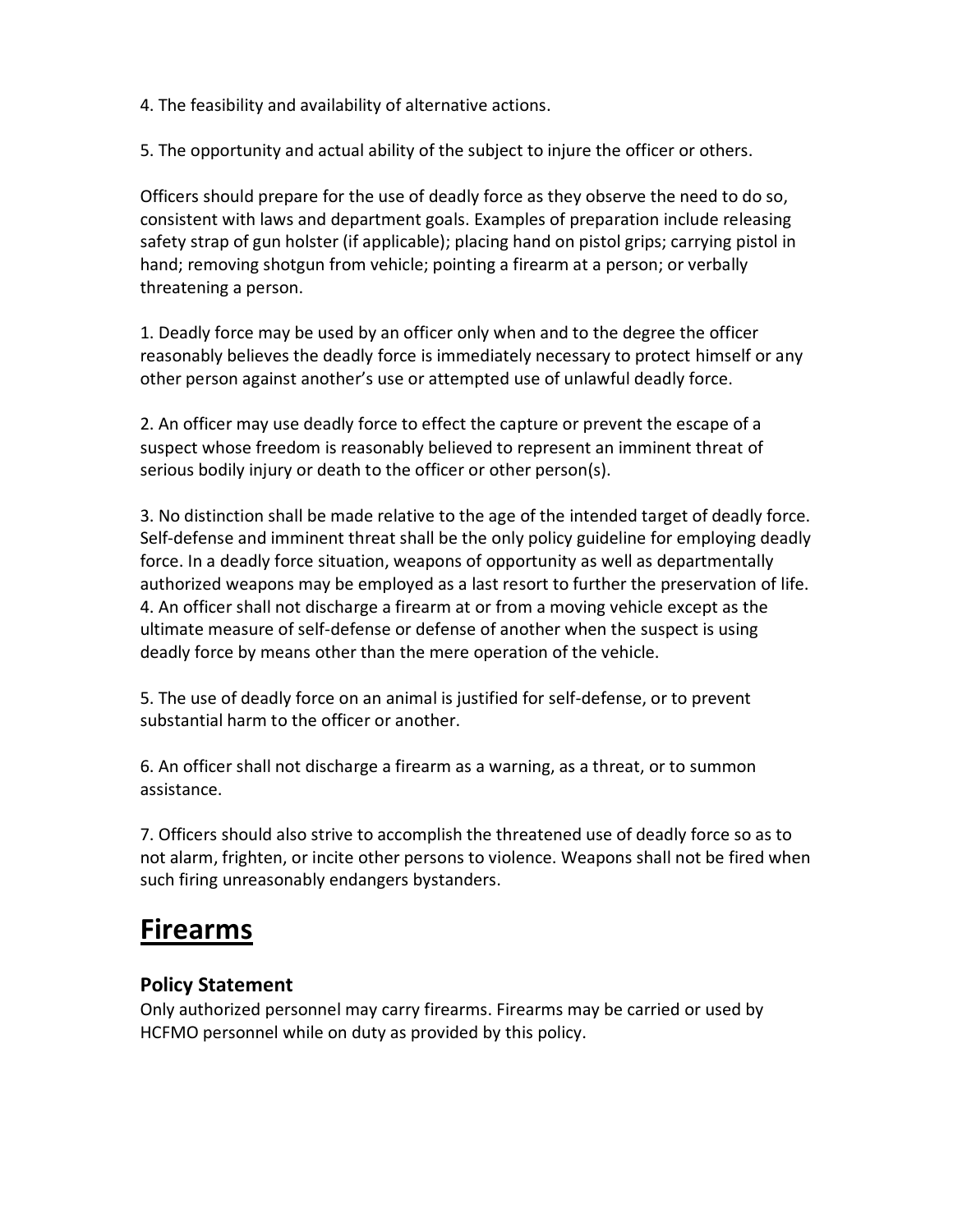4. The feasibility and availability of alternative actions.

5. The opportunity and actual ability of the subject to injure the officer or others.

Officers should prepare for the use of deadly force as they observe the need to do so, consistent with laws and department goals. Examples of preparation include releasing safety strap of gun holster (if applicable); placing hand on pistol grips; carrying pistol in hand; removing shotgun from vehicle; pointing a firearm at a person; or verbally threatening a person.

1. Deadly force may be used by an officer only when and to the degree the officer reasonably believes the deadly force is immediately necessary to protect himself or any other person against another's use or attempted use of unlawful deadly force.

2. An officer may use deadly force to effect the capture or prevent the escape of a suspect whose freedom is reasonably believed to represent an imminent threat of serious bodily injury or death to the officer or other person(s).

3. No distinction shall be made relative to the age of the intended target of deadly force. Self-defense and imminent threat shall be the only policy guideline for employing deadly force. In a deadly force situation, weapons of opportunity as well as departmentally authorized weapons may be employed as a last resort to further the preservation of life.

4. An officer shall not discharge a firearm at or from a moving vehicle except as the ultimate measure of self-defense or defense of another when the suspect is using deadly force by means other than the mere operation of the vehicle.

5. The use of deadly force on an animal is justified for self-defense, or to prevent substantial harm to the officer or another.

6. An officer shall not discharge a firearm as a warning, as a threat, or to summon assistance.

7. Officers should also strive to accomplish the threatened use of deadly force so as to not alarm, frighten, or incite other persons to violence. Weapons shall not be fired when such firing unreasonably endangers bystanders.

# Firearms

### Policy Statement

Only authorized personnel may carry firearms. Firearms may be carried or used by HCFMO personnel while on duty as provided by this policy.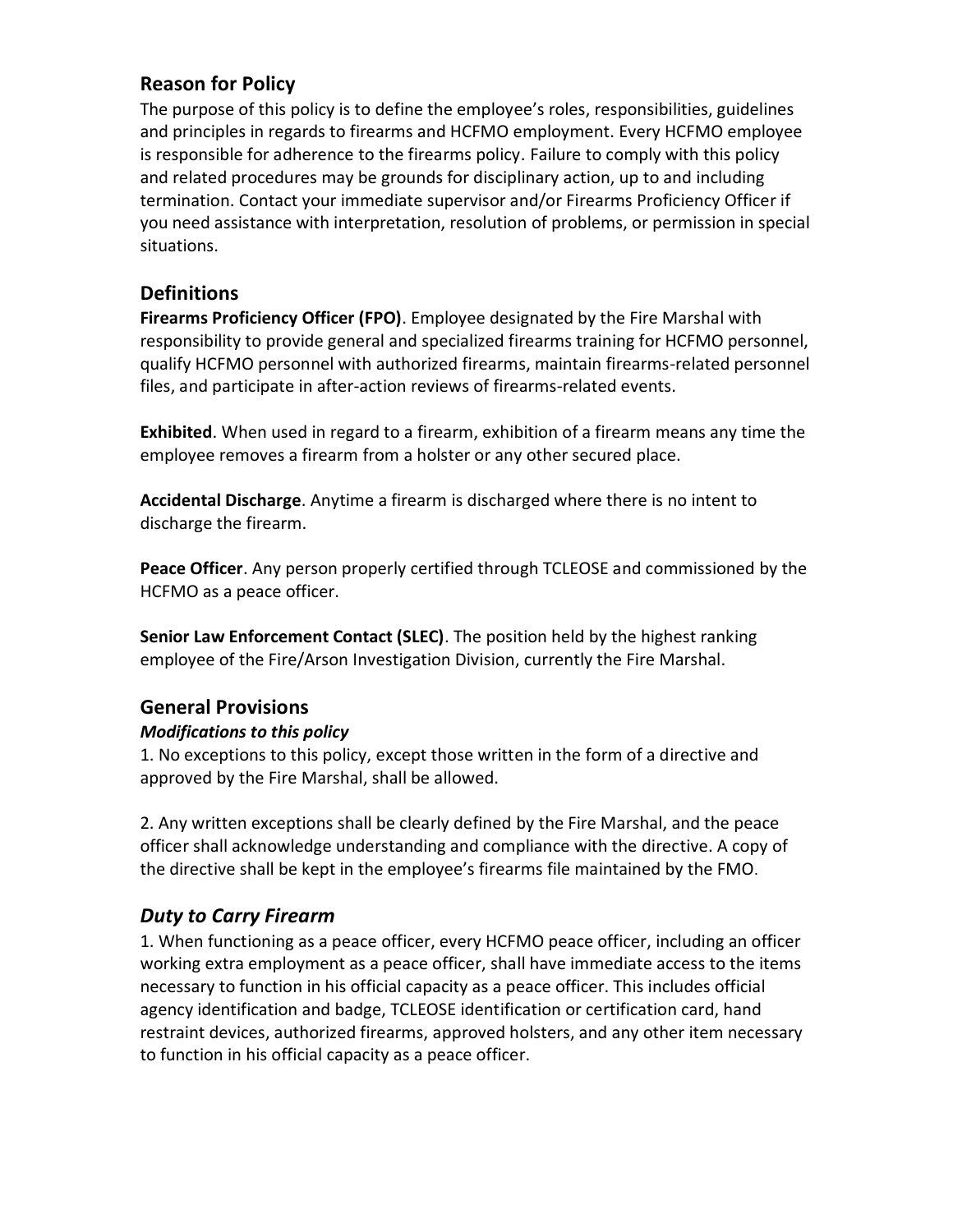## Reason for Policy

The purpose of this policy is to define the employee's roles, responsibilities, guidelines and principles in regards to firearms and HCFMO employment. Every HCFMO employee is responsible for adherence to the firearms policy. Failure to comply with this policy and related procedures may be grounds for disciplinary action, up to and including termination. Contact your immediate supervisor and/or Firearms Proficiency Officer if you need assistance with interpretation, resolution of problems, or permission in special situations.

## Definitions

**Firearms Proficiency Officer (FPO)**. Employee designated by the Fire Marshal with responsibility to provide general and specialized firearms training for HCFMO personnel, qualify HCFMO personnel with authorized firearms, maintain firearms-related personnel files, and participate in after-action reviews of firearms-related events.

**Exhibited**. When used in regard to a firearm, exhibition of a firearm means any time the employee removes a firearm from a holster or any other secured place.

**Accidental Discharge**. Anytime a firearm is discharged where there is no intent to discharge the firearm.

**Peace Officer**. Any person properly certified through TCLEOSE and commissioned by the HCFMO as a peace officer.

**Senior Law Enforcement Contact (SLEC)**. The position held by the highest ranking employee of the Fire/Arson Investigation Division, currently the Fire Marshal.

## General Provisions

### *Modifications to this policy*

1. No exceptions to this policy, except those written in the form of a directive and approved by the Fire Marshal, shall be allowed.

2. Any written exceptions shall be clearly defined by the Fire Marshal, and the peace officer shall acknowledge understanding and compliance with the directive. A copy of the directive shall be kept in the employee's firearms file maintained by the FMO.

## *Duty to Carry Firearm*

1. When functioning as a peace officer, every HCFMO peace officer, including an officer working extra employment as a peace officer, shall have immediate access to the items necessary to function in his official capacity as a peace officer. This includes official agency identification and badge, TCLEOSE identification or certification card, hand restraint devices, authorized firearms, approved holsters, and any other item necessary to function in his official capacity as a peace officer.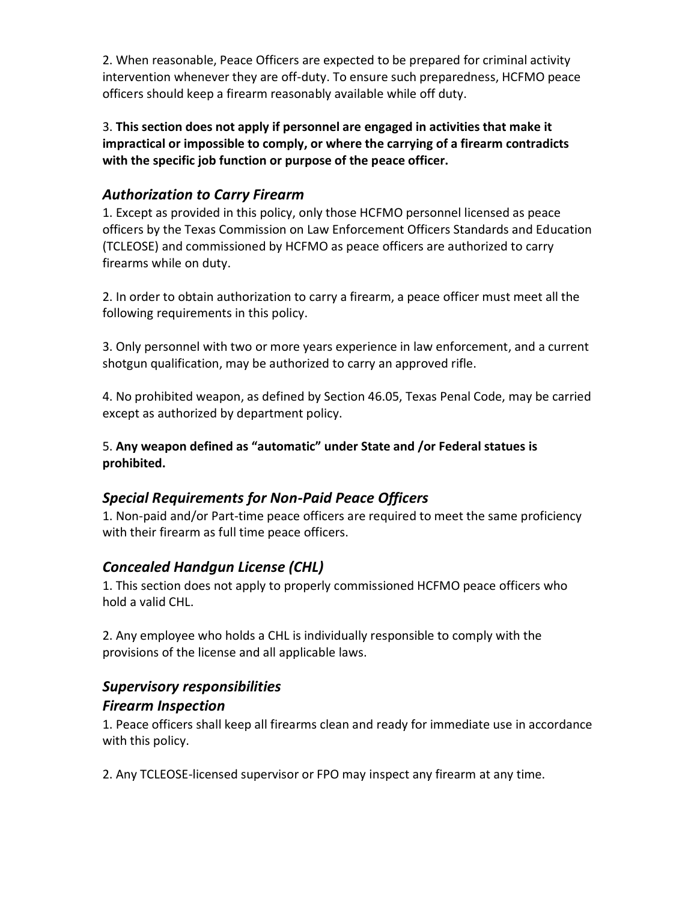2. When reasonable, Peace Officers are expected to be prepared for criminal activity intervention whenever they are off-duty. To ensure such preparedness, HCFMO peace officers should keep a firearm reasonably available while off duty.

3. **This section does not apply if personnel are engaged in activities that make it impractical or impossible to comply, or where the carrying of a firearm contradicts with the specific job function or purpose of the peace officer.**

### *Authorization to Carry Firearm*

1. Except as provided in this policy, only those HCFMO personnel licensed as peace officers by the Texas Commission on Law Enforcement Officers Standards and Education (TCLEOSE) and commissioned by HCFMO as peace officers are authorized to carry firearms while on duty.

2. In order to obtain authorization to carry a firearm, a peace officer must meet all the following requirements in this policy.

3. Only personnel with two or more years experience in law enforcement, and a current shotgun qualification, may be authorized to carry an approved rifle.

4. No prohibited weapon, as defined by Section 46.05, Texas Penal Code, may be carried except as authorized by department policy.

5. **Any weapon defined as "automatic" under State and /or Federal statues is prohibited.**

### *Special Requirements for Non-Paid Peace Officers*

1. Non-paid and/or Part-time peace officers are required to meet the same proficiency with their firearm as full time peace officers.

### *Concealed Handgun License (CHL)*

1. This section does not apply to properly commissioned HCFMO peace officers who hold a valid CHL.

2. Any employee who holds a CHL is individually responsible to comply with the provisions of the license and all applicable laws.

### *Supervisory responsibilities*

### *Firearm Inspection*

1. Peace officers shall keep all firearms clean and ready for immediate use in accordance with this policy.

2. Any TCLEOSE-licensed supervisor or FPO may inspect any firearm at any time.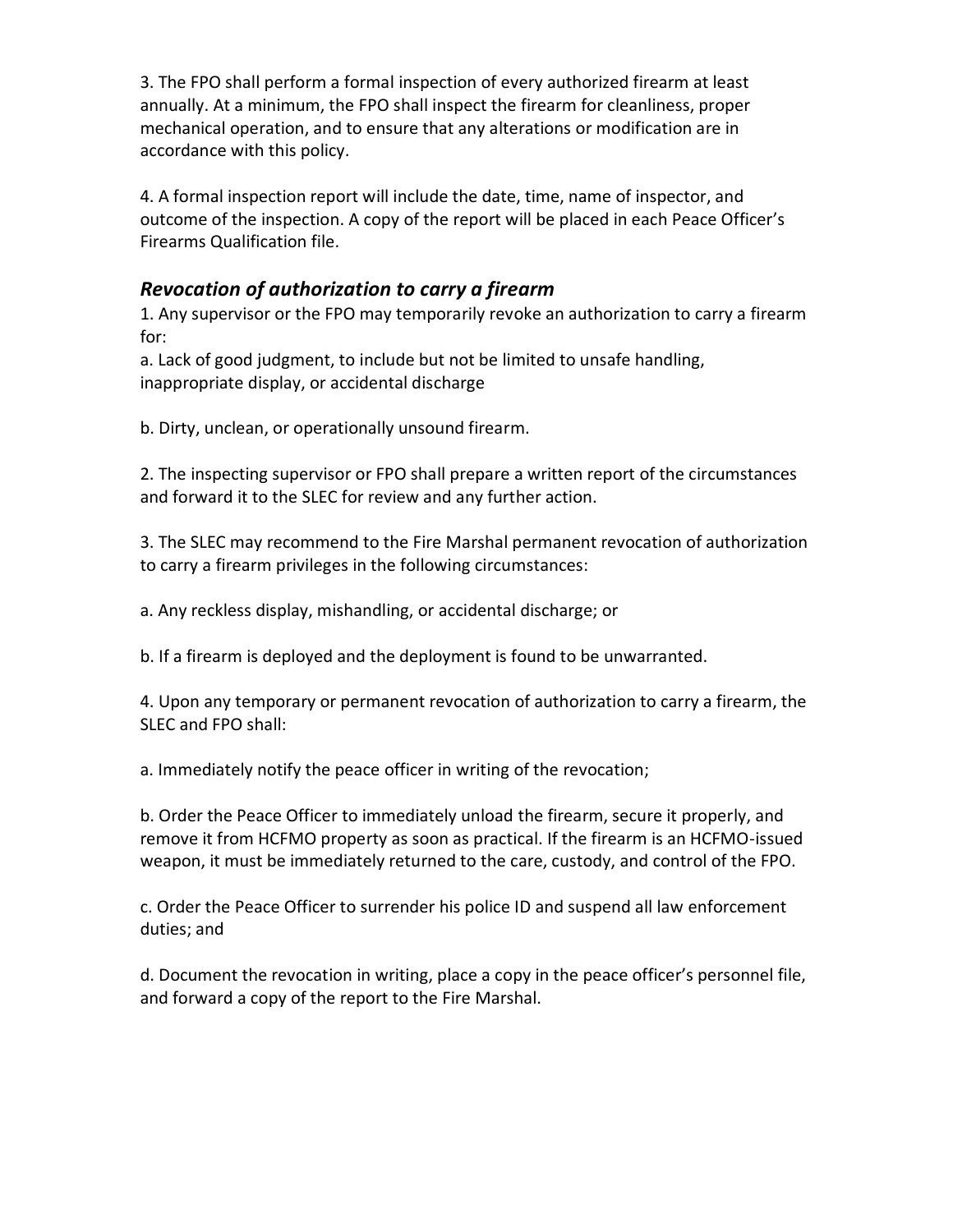3. The FPO shall perform a formal inspection of every authorized firearm at least annually. At a minimum, the FPO shall inspect the firearm for cleanliness, proper mechanical operation, and to ensure that any alterations or modification are in accordance with this policy.

4. A formal inspection report will include the date, time, name of inspector, and outcome of the inspection. A copy of the report will be placed in each Peace Officer's Firearms Qualification file.

### *Revocation of authorization to carry a firearm*

1. Any supervisor or the FPO may temporarily revoke an authorization to carry a firearm for:

a. Lack of good judgment, to include but not be limited to unsafe handling, inappropriate display, or accidental discharge

b. Dirty, unclean, or operationally unsound firearm.

2. The inspecting supervisor or FPO shall prepare a written report of the circumstances and forward it to the SLEC for review and any further action.

3. The SLEC may recommend to the Fire Marshal permanent revocation of authorization to carry a firearm privileges in the following circumstances:

a. Any reckless display, mishandling, or accidental discharge; or

b. If a firearm is deployed and the deployment is found to be unwarranted.

4. Upon any temporary or permanent revocation of authorization to carry a firearm, the SLEC and FPO shall:

a. Immediately notify the peace officer in writing of the revocation;

b. Order the Peace Officer to immediately unload the firearm, secure it properly, and remove it from HCFMO property as soon as practical. If the firearm is an HCFMO-issued weapon, it must be immediately returned to the care, custody, and control of the FPO.

c. Order the Peace Officer to surrender his police ID and suspend all law enforcement duties; and

d. Document the revocation in writing, place a copy in the peace officer's personnel file, and forward a copy of the report to the Fire Marshal.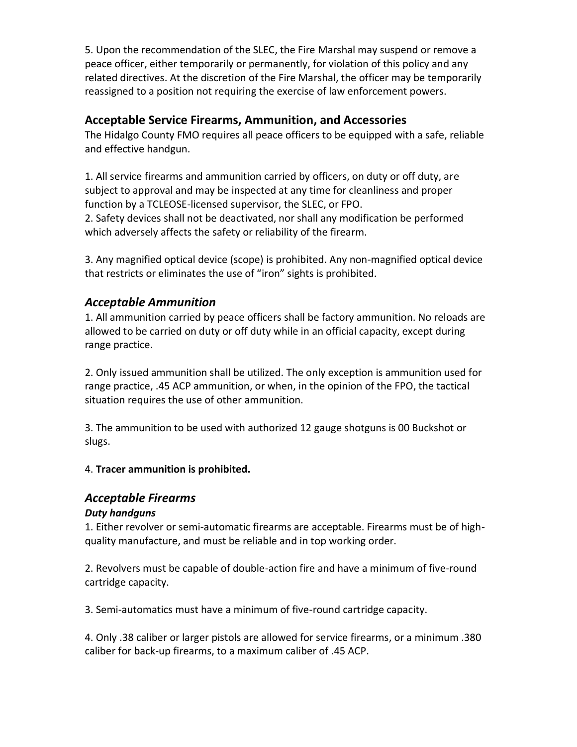5. Upon the recommendation of the SLEC, the Fire Marshal may suspend or remove a peace officer, either temporarily or permanently, for violation of this policy and any related directives. At the discretion of the Fire Marshal, the officer may be temporarily reassigned to a position not requiring the exercise of law enforcement powers.

## Acceptable Service Firearms, Ammunition, and Accessories

The Hidalgo County FMO requires all peace officers to be equipped with a safe, reliable and effective handgun.

1. All service firearms and ammunition carried by officers, on duty or off duty, are subject to approval and may be inspected at any time for cleanliness and proper function by a TCLEOSE-licensed supervisor, the SLEC, or FPO.
2. Safety devices shall not be deactivated, nor shall any modification be performed which adversely affects the safety or reliability of the firearm.

3. Any magnified optical device (scope) is prohibited. Any non-magnified optical device that restricts or eliminates the use of "iron" sights is prohibited.

### *Acceptable Ammunition*

1. All ammunition carried by peace officers shall be factory ammunition. No reloads are allowed to be carried on duty or off duty while in an official capacity, except during range practice.

2. Only issued ammunition shall be utilized. The only exception is ammunition used for range practice, .45 ACP ammunition, or when, in the opinion of the FPO, the tactical situation requires the use of other ammunition.

3. The ammunition to be used with authorized 12 gauge shotguns is 00 Buckshot or slugs.

4. **Tracer ammunition is prohibited.**

### *Acceptable Firearms*

#### ***Duty handguns***

1. Either revolver or semi-automatic firearms are acceptable. Firearms must be of high-quality manufacture, and must be reliable and in top working order.

2. Revolvers must be capable of double-action fire and have a minimum of five-round cartridge capacity.

3. Semi-automatics must have a minimum of five-round cartridge capacity.

4. Only .38 caliber or larger pistols are allowed for service firearms, or a minimum .380 caliber for back-up firearms, to a maximum caliber of .45 ACP.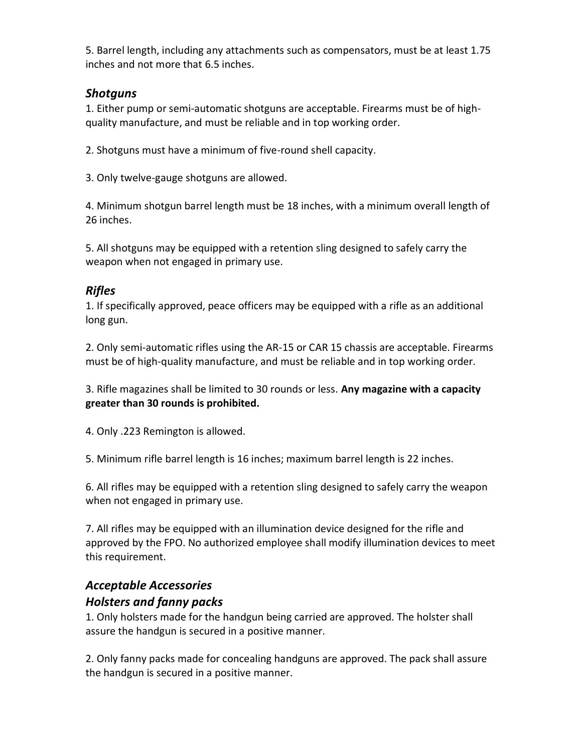5. Barrel length, including any attachments such as compensators, must be at least 1.75 inches and not more that 6.5 inches.

### *Shotguns*

1. Either pump or semi-automatic shotguns are acceptable. Firearms must be of high-quality manufacture, and must be reliable and in top working order.

2. Shotguns must have a minimum of five-round shell capacity.

3. Only twelve-gauge shotguns are allowed.

4. Minimum shotgun barrel length must be 18 inches, with a minimum overall length of 26 inches.

5. All shotguns may be equipped with a retention sling designed to safely carry the weapon when not engaged in primary use.

### *Rifles*

1. If specifically approved, peace officers may be equipped with a rifle as an additional long gun.

2. Only semi-automatic rifles using the AR-15 or CAR 15 chassis are acceptable. Firearms must be of high-quality manufacture, and must be reliable and in top working order.

3. Rifle magazines shall be limited to 30 rounds or less. **Any magazine with a capacity greater than 30 rounds is prohibited.**

4. Only .223 Remington is allowed.

5. Minimum rifle barrel length is 16 inches; maximum barrel length is 22 inches.

6. All rifles may be equipped with a retention sling designed to safely carry the weapon when not engaged in primary use.

7. All rifles may be equipped with an illumination device designed for the rifle and approved by the FPO. No authorized employee shall modify illumination devices to meet this requirement.

### *Acceptable Accessories*

### *Holsters and fanny packs*

1. Only holsters made for the handgun being carried are approved. The holster shall assure the handgun is secured in a positive manner.

2. Only fanny packs made for concealing handguns are approved. The pack shall assure the handgun is secured in a positive manner.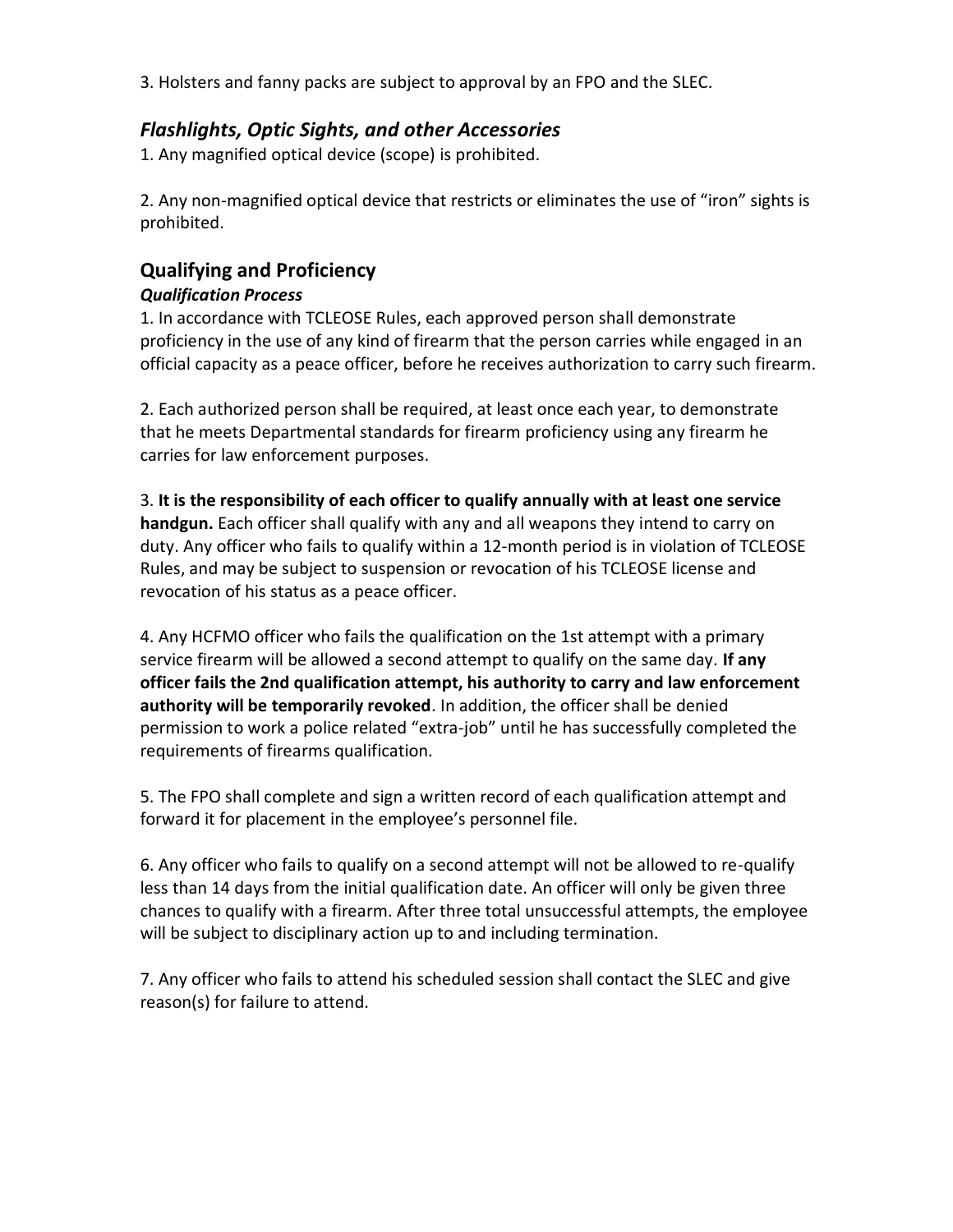3. Holsters and fanny packs are subject to approval by an FPO and the SLEC.

### *Flashlights, Optic Sights, and other Accessories*

1. Any magnified optical device (scope) is prohibited.

2. Any non-magnified optical device that restricts or eliminates the use of "iron" sights is prohibited.

## Qualifying and Proficiency

### *Qualification Process*

1. In accordance with TCLEOSE Rules, each approved person shall demonstrate proficiency in the use of any kind of firearm that the person carries while engaged in an official capacity as a peace officer, before he receives authorization to carry such firearm.

2. Each authorized person shall be required, at least once each year, to demonstrate that he meets Departmental standards for firearm proficiency using any firearm he carries for law enforcement purposes.

3. **It is the responsibility of each officer to qualify annually with at least one service handgun.** Each officer shall qualify with any and all weapons they intend to carry on duty. Any officer who fails to qualify within a 12-month period is in violation of TCLEOSE Rules, and may be subject to suspension or revocation of his TCLEOSE license and revocation of his status as a peace officer.

4. Any HCFMO officer who fails the qualification on the 1st attempt with a primary service firearm will be allowed a second attempt to qualify on the same day. **If any officer fails the 2nd qualification attempt, his authority to carry and law enforcement authority will be temporarily revoked**. In addition, the officer shall be denied permission to work a police related "extra-job" until he has successfully completed the requirements of firearms qualification.

5. The FPO shall complete and sign a written record of each qualification attempt and forward it for placement in the employee's personnel file.

6. Any officer who fails to qualify on a second attempt will not be allowed to re-qualify less than 14 days from the initial qualification date. An officer will only be given three chances to qualify with a firearm. After three total unsuccessful attempts, the employee will be subject to disciplinary action up to and including termination.

7. Any officer who fails to attend his scheduled session shall contact the SLEC and give reason(s) for failure to attend.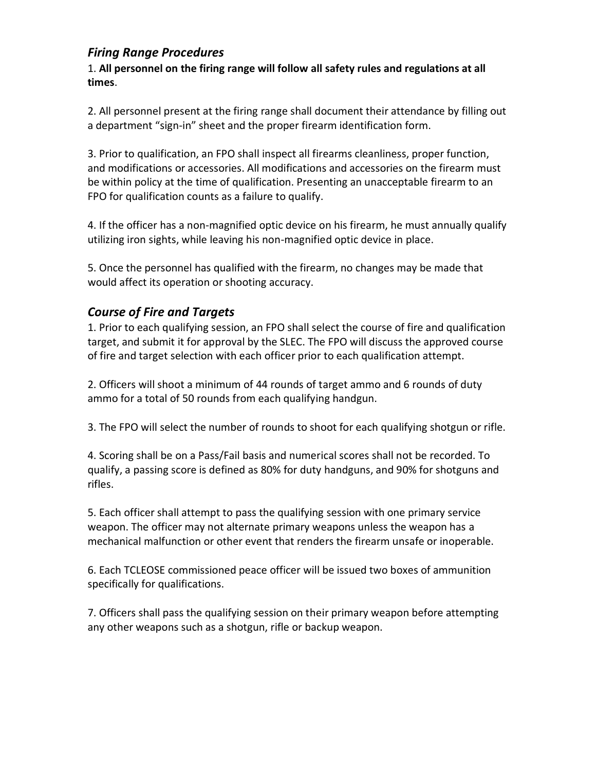## *Firing Range Procedures*

1. **All personnel on the firing range will follow all safety rules and regulations at all times**.

2. All personnel present at the firing range shall document their attendance by filling out a department "sign-in" sheet and the proper firearm identification form.

3. Prior to qualification, an FPO shall inspect all firearms cleanliness, proper function, and modifications or accessories. All modifications and accessories on the firearm must be within policy at the time of qualification. Presenting an unacceptable firearm to an FPO for qualification counts as a failure to qualify.

4. If the officer has a non-magnified optic device on his firearm, he must annually qualify utilizing iron sights, while leaving his non-magnified optic device in place.

5. Once the personnel has qualified with the firearm, no changes may be made that would affect its operation or shooting accuracy.

## *Course of Fire and Targets*

1. Prior to each qualifying session, an FPO shall select the course of fire and qualification target, and submit it for approval by the SLEC. The FPO will discuss the approved course of fire and target selection with each officer prior to each qualification attempt.

2. Officers will shoot a minimum of 44 rounds of target ammo and 6 rounds of duty ammo for a total of 50 rounds from each qualifying handgun.

3. The FPO will select the number of rounds to shoot for each qualifying shotgun or rifle.

4. Scoring shall be on a Pass/Fail basis and numerical scores shall not be recorded. To qualify, a passing score is defined as 80% for duty handguns, and 90% for shotguns and rifles.

5. Each officer shall attempt to pass the qualifying session with one primary service weapon. The officer may not alternate primary weapons unless the weapon has a mechanical malfunction or other event that renders the firearm unsafe or inoperable.

6. Each TCLEOSE commissioned peace officer will be issued two boxes of ammunition specifically for qualifications.

7. Officers shall pass the qualifying session on their primary weapon before attempting any other weapons such as a shotgun, rifle or backup weapon.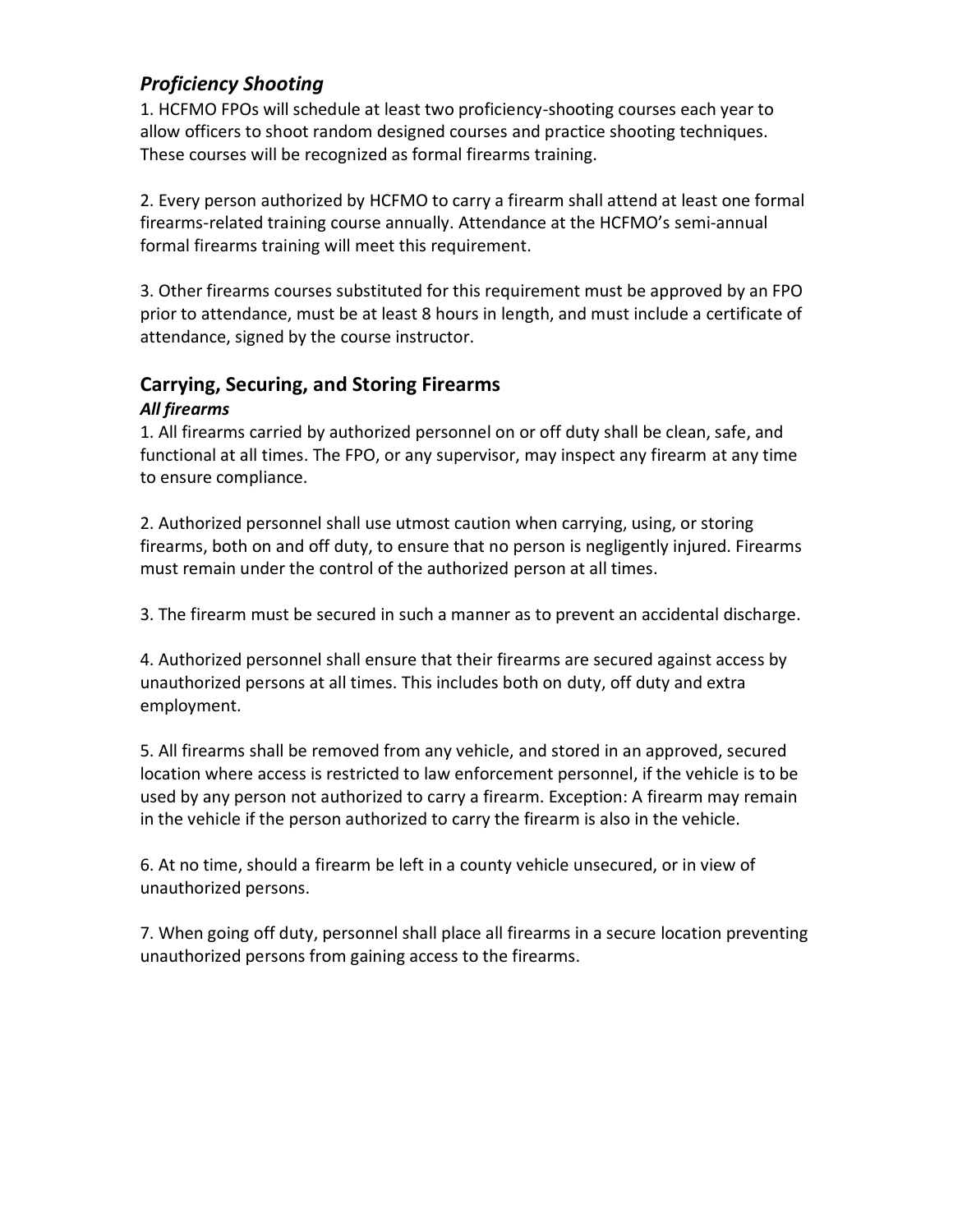## *Proficiency Shooting*

1. HCFMO FPOs will schedule at least two proficiency-shooting courses each year to allow officers to shoot random designed courses and practice shooting techniques. These courses will be recognized as formal firearms training.

2. Every person authorized by HCFMO to carry a firearm shall attend at least one formal firearms-related training course annually. Attendance at the HCFMO's semi-annual formal firearms training will meet this requirement.

3. Other firearms courses substituted for this requirement must be approved by an FPO prior to attendance, must be at least 8 hours in length, and must include a certificate of attendance, signed by the course instructor.

## Carrying, Securing, and Storing Firearms

### *All firearms*

1. All firearms carried by authorized personnel on or off duty shall be clean, safe, and functional at all times. The FPO, or any supervisor, may inspect any firearm at any time to ensure compliance.

2. Authorized personnel shall use utmost caution when carrying, using, or storing firearms, both on and off duty, to ensure that no person is negligently injured. Firearms must remain under the control of the authorized person at all times.

3. The firearm must be secured in such a manner as to prevent an accidental discharge.

4. Authorized personnel shall ensure that their firearms are secured against access by unauthorized persons at all times. This includes both on duty, off duty and extra employment.

5. All firearms shall be removed from any vehicle, and stored in an approved, secured location where access is restricted to law enforcement personnel, if the vehicle is to be used by any person not authorized to carry a firearm. Exception: A firearm may remain in the vehicle if the person authorized to carry the firearm is also in the vehicle.

6. At no time, should a firearm be left in a county vehicle unsecured, or in view of unauthorized persons.

7. When going off duty, personnel shall place all firearms in a secure location preventing unauthorized persons from gaining access to the firearms.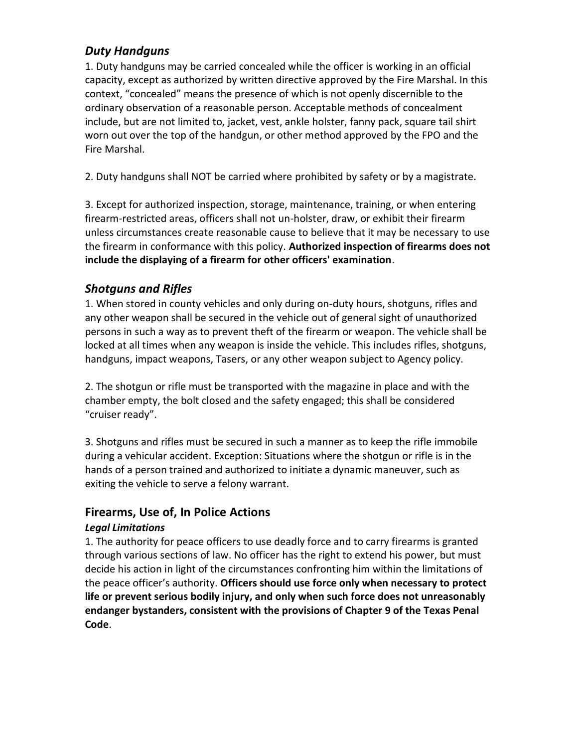### *Duty Handguns*

1. Duty handguns may be carried concealed while the officer is working in an official capacity, except as authorized by written directive approved by the Fire Marshal. In this context, "concealed" means the presence of which is not openly discernible to the ordinary observation of a reasonable person. Acceptable methods of concealment include, but are not limited to, jacket, vest, ankle holster, fanny pack, square tail shirt worn out over the top of the handgun, or other method approved by the FPO and the Fire Marshal.

2. Duty handguns shall NOT be carried where prohibited by safety or by a magistrate.

3. Except for authorized inspection, storage, maintenance, training, or when entering firearm-restricted areas, officers shall not un-holster, draw, or exhibit their firearm unless circumstances create reasonable cause to believe that it may be necessary to use the firearm in conformance with this policy. **Authorized inspection of firearms does not include the displaying of a firearm for other officers' examination**.

### *Shotguns and Rifles*

1. When stored in county vehicles and only during on-duty hours, shotguns, rifles and any other weapon shall be secured in the vehicle out of general sight of unauthorized persons in such a way as to prevent theft of the firearm or weapon. The vehicle shall be locked at all times when any weapon is inside the vehicle. This includes rifles, shotguns, handguns, impact weapons, Tasers, or any other weapon subject to Agency policy.

2. The shotgun or rifle must be transported with the magazine in place and with the chamber empty, the bolt closed and the safety engaged; this shall be considered "cruiser ready".

3. Shotguns and rifles must be secured in such a manner as to keep the rifle immobile during a vehicular accident. Exception: Situations where the shotgun or rifle is in the hands of a person trained and authorized to initiate a dynamic maneuver, such as exiting the vehicle to serve a felony warrant.

## Firearms, Use of, In Police Actions

### *Legal Limitations*

1. The authority for peace officers to use deadly force and to carry firearms is granted through various sections of law. No officer has the right to extend his power, but must decide his action in light of the circumstances confronting him within the limitations of the peace officer's authority. **Officers should use force only when necessary to protect life or prevent serious bodily injury, and only when such force does not unreasonably endanger bystanders, consistent with the provisions of Chapter 9 of the Texas Penal Code**.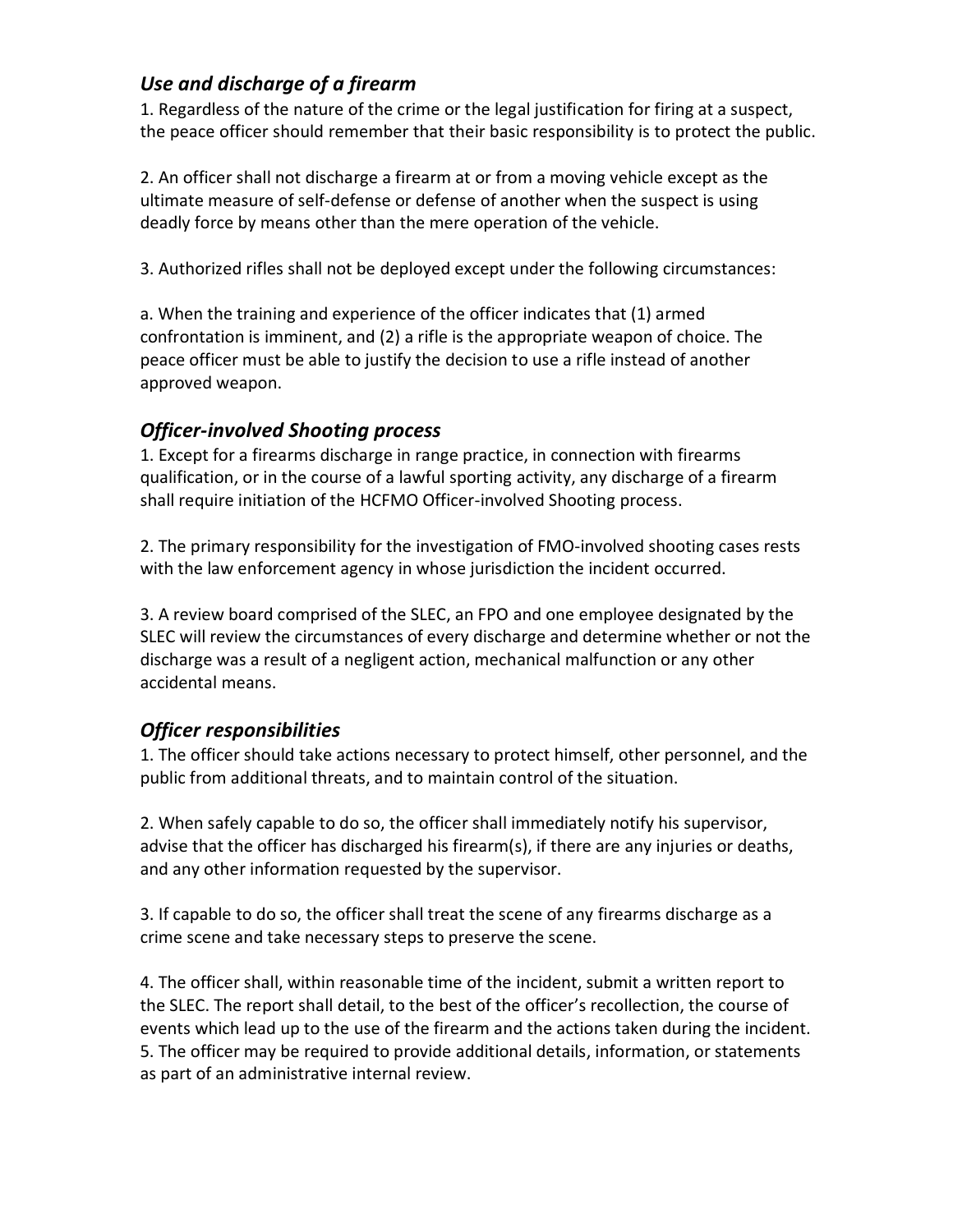## *Use and discharge of a firearm*

1. Regardless of the nature of the crime or the legal justification for firing at a suspect, the peace officer should remember that their basic responsibility is to protect the public.

2. An officer shall not discharge a firearm at or from a moving vehicle except as the ultimate measure of self-defense or defense of another when the suspect is using deadly force by means other than the mere operation of the vehicle.

3. Authorized rifles shall not be deployed except under the following circumstances:

a. When the training and experience of the officer indicates that (1) armed confrontation is imminent, and (2) a rifle is the appropriate weapon of choice. The peace officer must be able to justify the decision to use a rifle instead of another approved weapon.

## *Officer-involved Shooting process*

1. Except for a firearms discharge in range practice, in connection with firearms qualification, or in the course of a lawful sporting activity, any discharge of a firearm shall require initiation of the HCFMO Officer-involved Shooting process.

2. The primary responsibility for the investigation of FMO-involved shooting cases rests with the law enforcement agency in whose jurisdiction the incident occurred.

3. A review board comprised of the SLEC, an FPO and one employee designated by the SLEC will review the circumstances of every discharge and determine whether or not the discharge was a result of a negligent action, mechanical malfunction or any other accidental means.

## *Officer responsibilities*

1. The officer should take actions necessary to protect himself, other personnel, and the public from additional threats, and to maintain control of the situation.

2. When safely capable to do so, the officer shall immediately notify his supervisor, advise that the officer has discharged his firearm(s), if there are any injuries or deaths, and any other information requested by the supervisor.

3. If capable to do so, the officer shall treat the scene of any firearms discharge as a crime scene and take necessary steps to preserve the scene.

4. The officer shall, within reasonable time of the incident, submit a written report to the SLEC. The report shall detail, to the best of the officer's recollection, the course of events which lead up to the use of the firearm and the actions taken during the incident.
5. The officer may be required to provide additional details, information, or statements as part of an administrative internal review.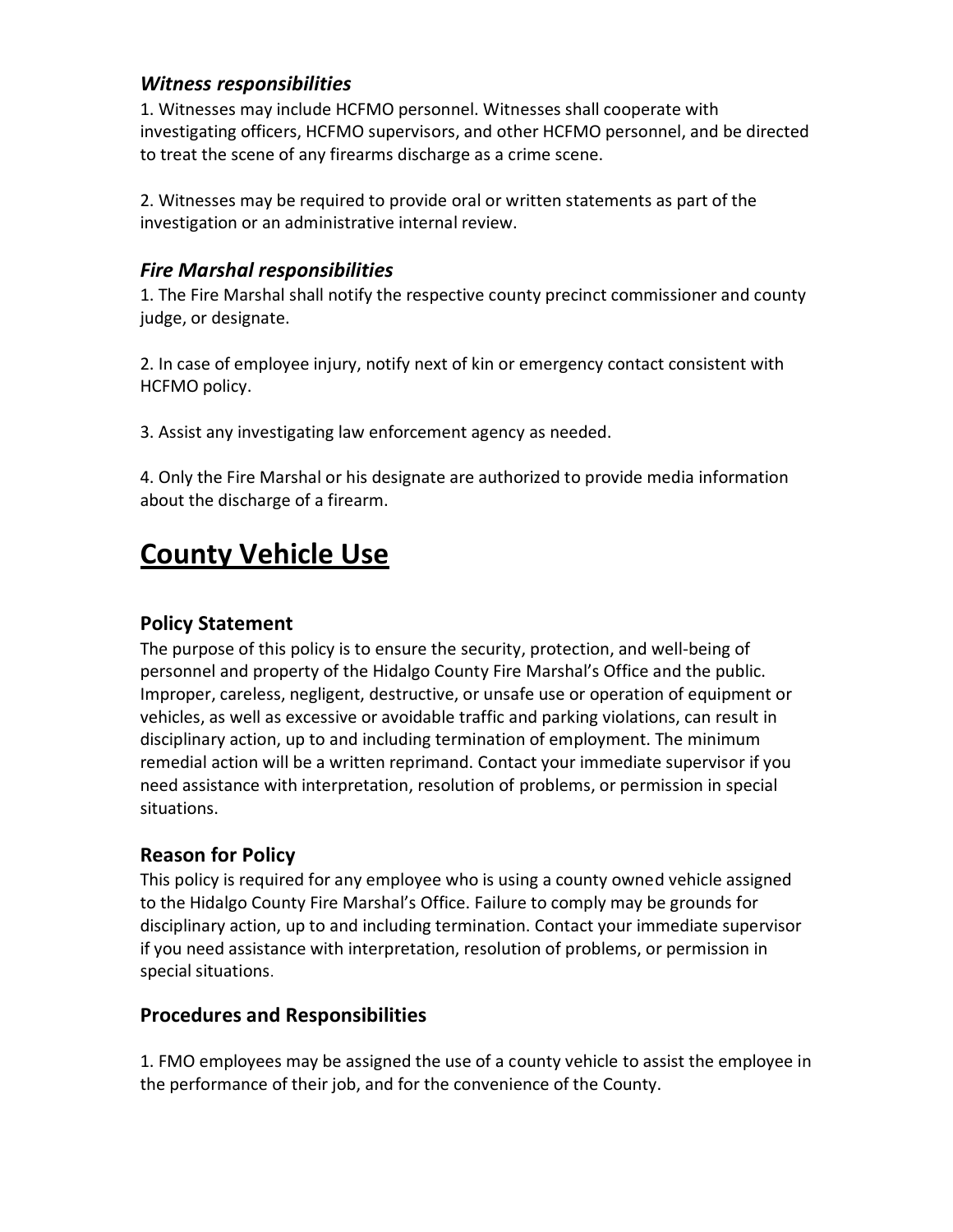### *Witness responsibilities*

1. Witnesses may include HCFMO personnel. Witnesses shall cooperate with investigating officers, HCFMO supervisors, and other HCFMO personnel, and be directed to treat the scene of any firearms discharge as a crime scene.

2. Witnesses may be required to provide oral or written statements as part of the investigation or an administrative internal review.

### *Fire Marshal responsibilities*

1. The Fire Marshal shall notify the respective county precinct commissioner and county judge, or designate.

2. In case of employee injury, notify next of kin or emergency contact consistent with HCFMO policy.

3. Assist any investigating law enforcement agency as needed.

4. Only the Fire Marshal or his designate are authorized to provide media information about the discharge of a firearm.

# <u>County Vehicle Use</u>

## Policy Statement

The purpose of this policy is to ensure the security, protection, and well-being of personnel and property of the Hidalgo County Fire Marshal's Office and the public. Improper, careless, negligent, destructive, or unsafe use or operation of equipment or vehicles, as well as excessive or avoidable traffic and parking violations, can result in disciplinary action, up to and including termination of employment. The minimum remedial action will be a written reprimand. Contact your immediate supervisor if you need assistance with interpretation, resolution of problems, or permission in special situations.

## Reason for Policy

This policy is required for any employee who is using a county owned vehicle assigned to the Hidalgo County Fire Marshal's Office. Failure to comply may be grounds for disciplinary action, up to and including termination. Contact your immediate supervisor if you need assistance with interpretation, resolution of problems, or permission in special situations.

## Procedures and Responsibilities

1. FMO employees may be assigned the use of a county vehicle to assist the employee in the performance of their job, and for the convenience of the County.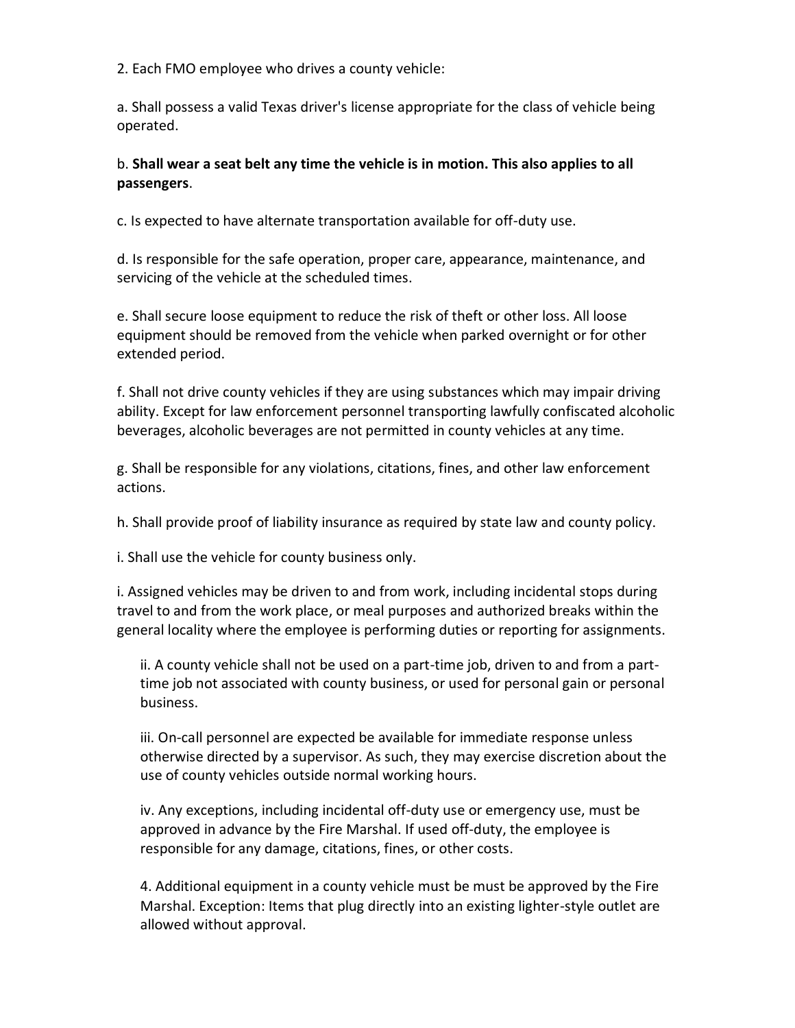2. Each FMO employee who drives a county vehicle:

a. Shall possess a valid Texas driver's license appropriate for the class of vehicle being operated.

b. **Shall wear a seat belt any time the vehicle is in motion. This also applies to all passengers**.

c. Is expected to have alternate transportation available for off-duty use.

d. Is responsible for the safe operation, proper care, appearance, maintenance, and servicing of the vehicle at the scheduled times.

e. Shall secure loose equipment to reduce the risk of theft or other loss. All loose equipment should be removed from the vehicle when parked overnight or for other extended period.

f. Shall not drive county vehicles if they are using substances which may impair driving ability. Except for law enforcement personnel transporting lawfully confiscated alcoholic beverages, alcoholic beverages are not permitted in county vehicles at any time.

g. Shall be responsible for any violations, citations, fines, and other law enforcement actions.

h. Shall provide proof of liability insurance as required by state law and county policy.

i. Shall use the vehicle for county business only.

i. Assigned vehicles may be driven to and from work, including incidental stops during travel to and from the work place, or meal purposes and authorized breaks within the general locality where the employee is performing duties or reporting for assignments.

ii. A county vehicle shall not be used on a part-time job, driven to and from a part-time job not associated with county business, or used for personal gain or personal business.

iii. On-call personnel are expected be available for immediate response unless otherwise directed by a supervisor. As such, they may exercise discretion about the use of county vehicles outside normal working hours.

iv. Any exceptions, including incidental off-duty use or emergency use, must be approved in advance by the Fire Marshal. If used off-duty, the employee is responsible for any damage, citations, fines, or other costs.

4. Additional equipment in a county vehicle must be must be approved by the Fire Marshal. Exception: Items that plug directly into an existing lighter-style outlet are allowed without approval.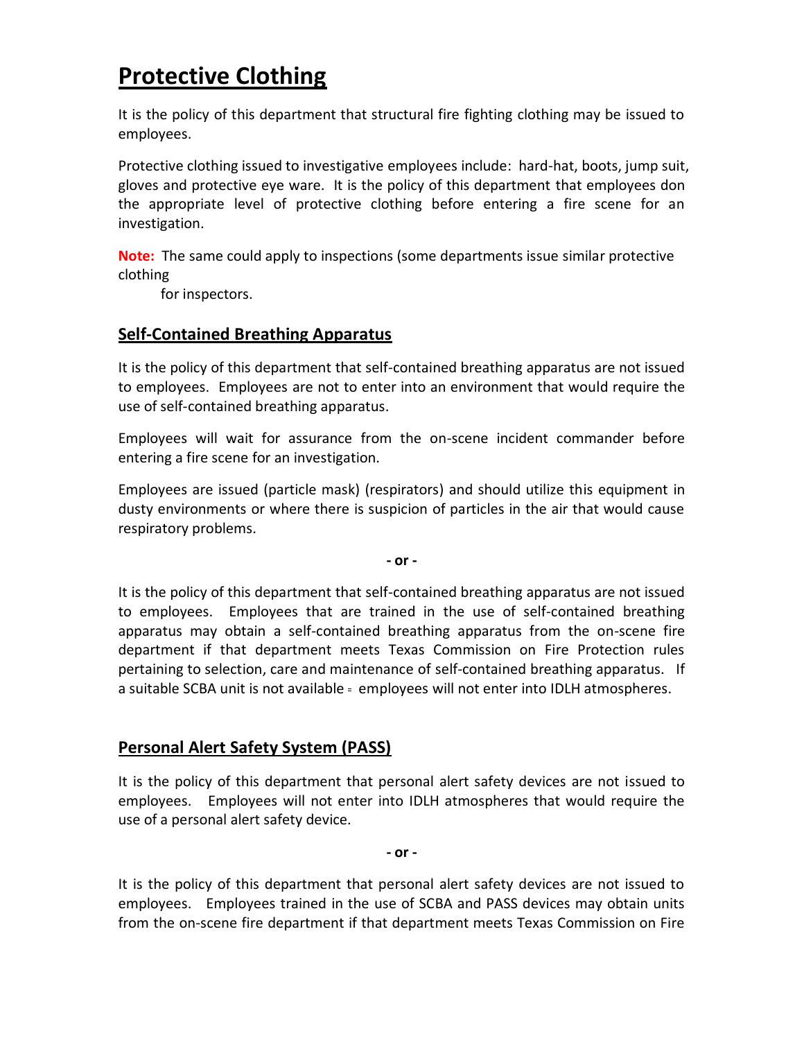# Protective Clothing

It is the policy of this department that structural fire fighting clothing may be issued to employees.

Protective clothing issued to investigative employees include: hard-hat, boots, jump suit, gloves and protective eye ware. It is the policy of this department that employees don the appropriate level of protective clothing before entering a fire scene for an investigation.

**Note:** The same could apply to inspections (some departments issue similar protective clothing for inspectors.

## Self-Contained Breathing Apparatus

It is the policy of this department that self-contained breathing apparatus are not issued to employees. Employees are not to enter into an environment that would require the use of self-contained breathing apparatus.

Employees will wait for assurance from the on-scene incident commander before entering a fire scene for an investigation.

Employees are issued (particle mask) (respirators) and should utilize this equipment in dusty environments or where there is suspicion of particles in the air that would cause respiratory problems.

**- or -**

It is the policy of this department that self-contained breathing apparatus are not issued to employees. Employees that are trained in the use of self-contained breathing apparatus may obtain a self-contained breathing apparatus from the on-scene fire department if that department meets Texas Commission on Fire Protection rules pertaining to selection, care and maintenance of self-contained breathing apparatus. If a suitable SCBA unit is not available - employees will not enter into IDLH atmospheres.

## Personal Alert Safety System (PASS)

It is the policy of this department that personal alert safety devices are not issued to employees. Employees will not enter into IDLH atmospheres that would require the use of a personal alert safety device.

**- or -**

It is the policy of this department that personal alert safety devices are not issued to employees. Employees trained in the use of SCBA and PASS devices may obtain units from the on-scene fire department if that department meets Texas Commission on Fire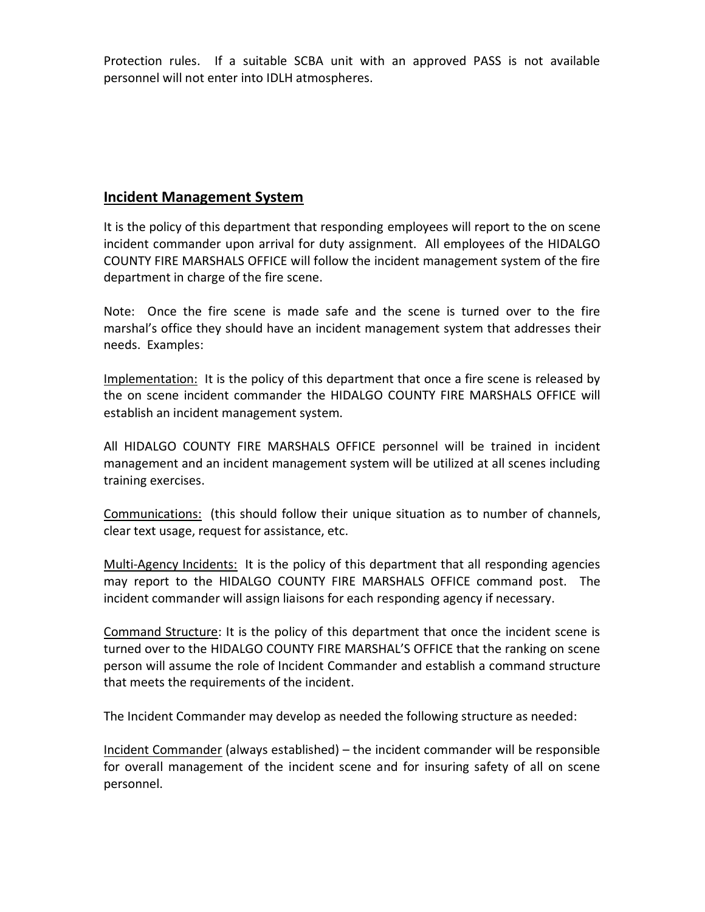Protection rules. If a suitable SCBA unit with an approved PASS is not available personnel will not enter into IDLH atmospheres.

## Incident Management System

It is the policy of this department that responding employees will report to the on scene incident commander upon arrival for duty assignment. All employees of the HIDALGO COUNTY FIRE MARSHALS OFFICE will follow the incident management system of the fire department in charge of the fire scene.

Note: Once the fire scene is made safe and the scene is turned over to the fire marshal's office they should have an incident management system that addresses their needs. Examples:

Implementation: It is the policy of this department that once a fire scene is released by the on scene incident commander the HIDALGO COUNTY FIRE MARSHALS OFFICE will establish an incident management system.

All HIDALGO COUNTY FIRE MARSHALS OFFICE personnel will be trained in incident management and an incident management system will be utilized at all scenes including training exercises.

Communications: (this should follow their unique situation as to number of channels, clear text usage, request for assistance, etc.

Multi-Agency Incidents: It is the policy of this department that all responding agencies may report to the HIDALGO COUNTY FIRE MARSHALS OFFICE command post. The incident commander will assign liaisons for each responding agency if necessary.

Command Structure: It is the policy of this department that once the incident scene is turned over to the HIDALGO COUNTY FIRE MARSHAL'S OFFICE that the ranking on scene person will assume the role of Incident Commander and establish a command structure that meets the requirements of the incident.

The Incident Commander may develop as needed the following structure as needed:

Incident Commander (always established) – the incident commander will be responsible for overall management of the incident scene and for insuring safety of all on scene personnel.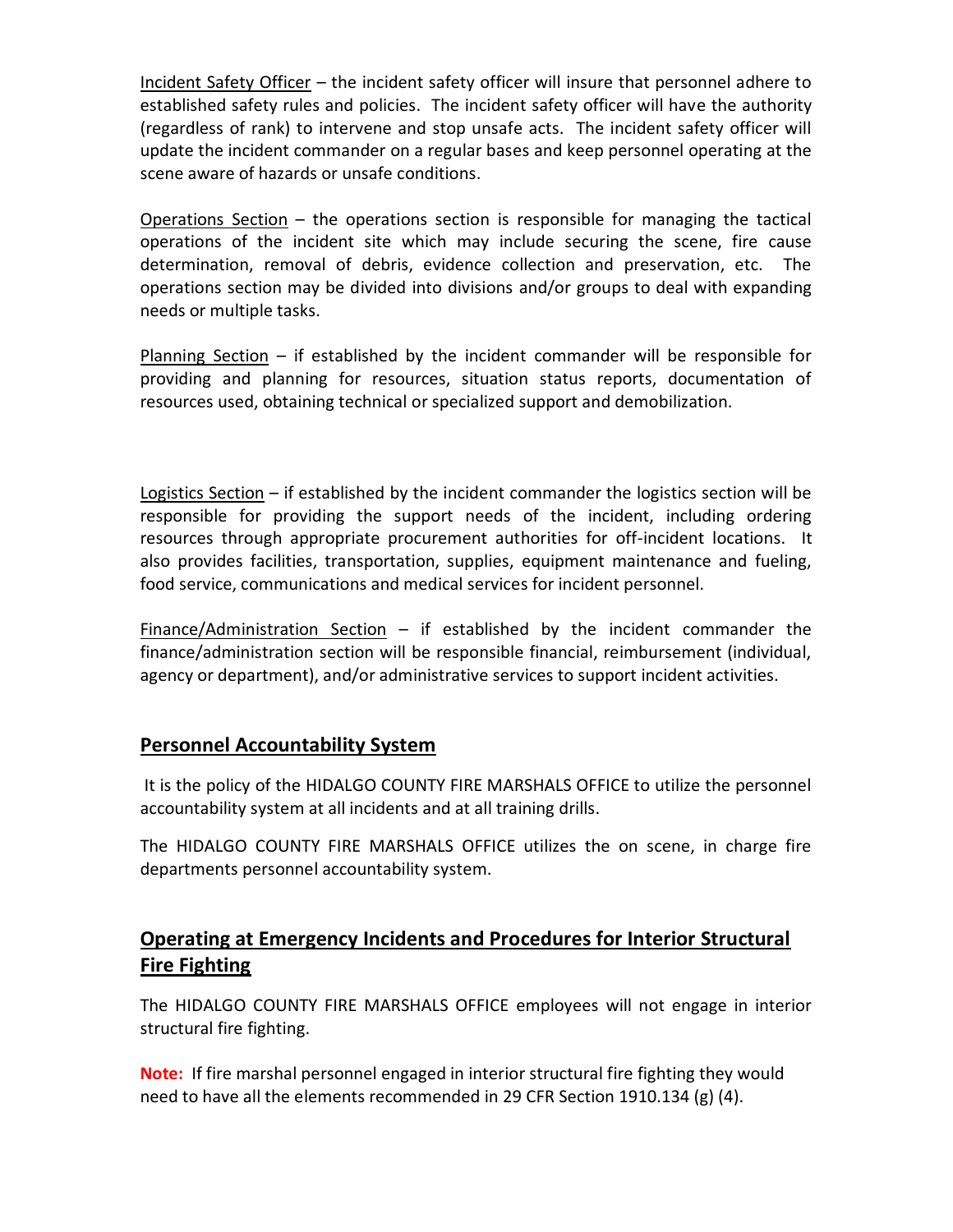<u>Incident Safety Officer</u> – the incident safety officer will insure that personnel adhere to established safety rules and policies. The incident safety officer will have the authority (regardless of rank) to intervene and stop unsafe acts. The incident safety officer will update the incident commander on a regular bases and keep personnel operating at the scene aware of hazards or unsafe conditions.

<u>Operations Section</u> – the operations section is responsible for managing the tactical operations of the incident site which may include securing the scene, fire cause determination, removal of debris, evidence collection and preservation, etc. The operations section may be divided into divisions and/or groups to deal with expanding needs or multiple tasks.

<u>Planning Section</u> – if established by the incident commander will be responsible for providing and planning for resources, situation status reports, documentation of resources used, obtaining technical or specialized support and demobilization.

<u>Logistics Section</u> – if established by the incident commander the logistics section will be responsible for providing the support needs of the incident, including ordering resources through appropriate procurement authorities for off-incident locations. It also provides facilities, transportation, supplies, equipment maintenance and fueling, food service, communications and medical services for incident personnel.

<u>Finance/Administration Section</u> – if established by the incident commander the finance/administration section will be responsible financial, reimbursement (individual, agency or department), and/or administrative services to support incident activities.

## Personnel Accountability System

It is the policy of the HIDALGO COUNTY FIRE MARSHALS OFFICE to utilize the personnel accountability system at all incidents and at all training drills.

The HIDALGO COUNTY FIRE MARSHALS OFFICE utilizes the on scene, in charge fire departments personnel accountability system.

## Operating at Emergency Incidents and Procedures for Interior Structural Fire Fighting

The HIDALGO COUNTY FIRE MARSHALS OFFICE employees will not engage in interior structural fire fighting.

**Note:** If fire marshal personnel engaged in interior structural fire fighting they would need to have all the elements recommended in 29 CFR Section 1910.134 (g) (4).